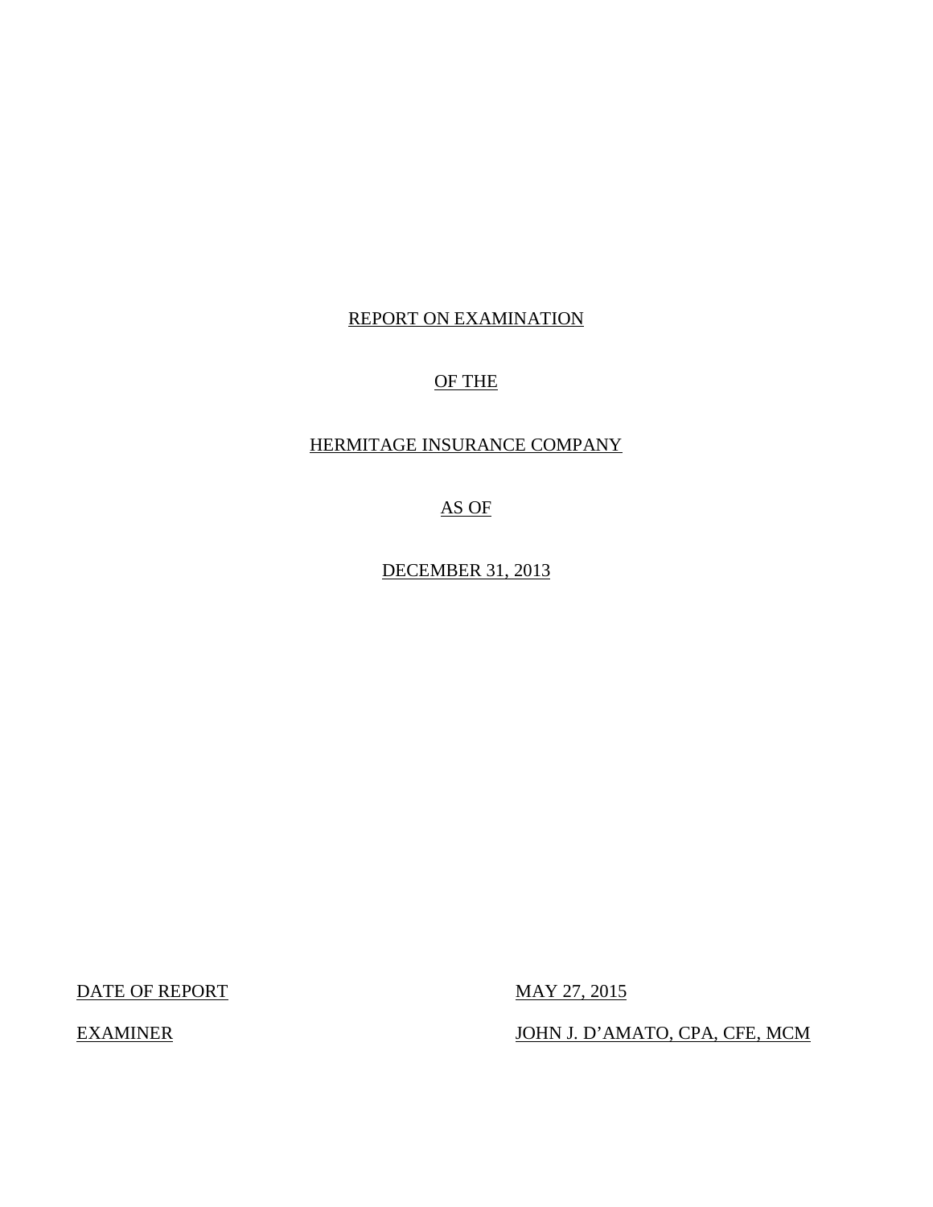REPORT ON EXAMINATION

OF THE

HERMITAGE INSURANCE COMPANY

AS OF

DECEMBER 31, 2013

DATE OF REPORT MAY 27, 2015

EXAMINER JOHN J. D'AMATO, CPA, CFE, MCM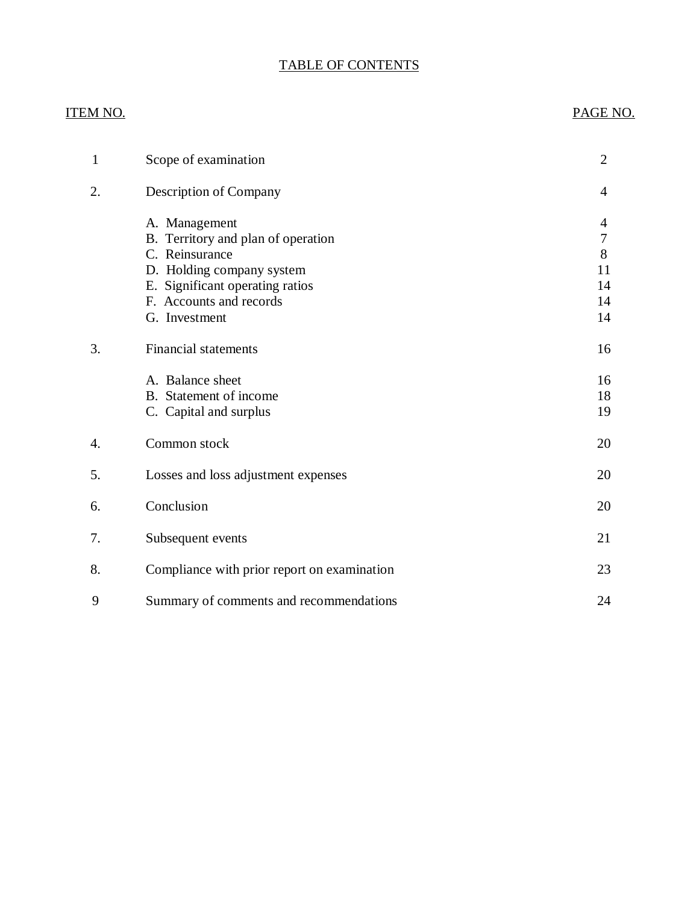# TABLE OF CONTENTS

| ITEM NO. | | PAGE NO. |
|---|---|---|
| 1 | Scope of examination | 2 |
| 2. | Description of Company | 4 |
| | A. Management | 4 |
| | B. Territory and plan of operation | 7 |
| | C. Reinsurance | 8 |
| | D. Holding company system | 11 |
| | E. Significant operating ratios | 14 |
| | F. Accounts and records | 14 |
| | G. Investment | 14 |
| 3. | Financial statements | 16 |
| | A. Balance sheet | 16 |
| | B. Statement of income | 18 |
| | C. Capital and surplus | 19 |
| 4. | Common stock | 20 |
| 5. | Losses and loss adjustment expenses | 20 |
| 6. | Conclusion | 20 |
| 7. | Subsequent events | 21 |
| 8. | Compliance with prior report on examination | 23 |
| 9 | Summary of comments and recommendations | 24 |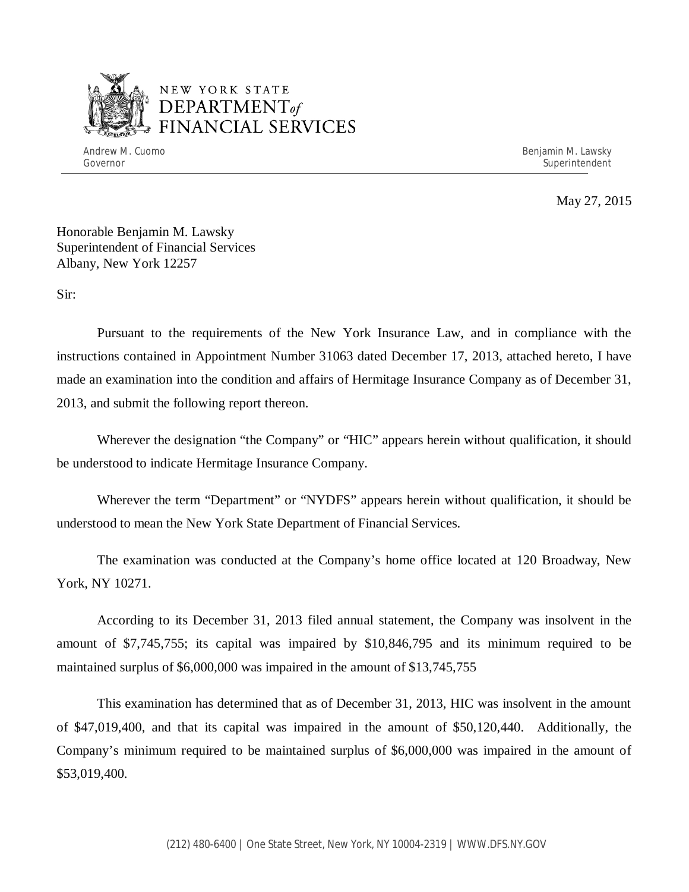NEW YORK STATE
DEPARTMENT *of*
FINANCIAL SERVICES

Andrew M. Cuomo
Governor

Benjamin M. Lawsky
Superintendent

May 27, 2015

Honorable Benjamin M. Lawsky
Superintendent of Financial Services
Albany, New York 12257

Sir:

Pursuant to the requirements of the New York Insurance Law, and in compliance with the instructions contained in Appointment Number 31063 dated December 17, 2013, attached hereto, I have made an examination into the condition and affairs of Hermitage Insurance Company as of December 31, 2013, and submit the following report thereon.

Wherever the designation "the Company" or "HIC" appears herein without qualification, it should be understood to indicate Hermitage Insurance Company.

Wherever the term "Department" or "NYDFS" appears herein without qualification, it should be understood to mean the New York State Department of Financial Services.

The examination was conducted at the Company's home office located at 120 Broadway, New York, NY 10271.

According to its December 31, 2013 filed annual statement, the Company was insolvent in the amount of $7,745,755; its capital was impaired by $10,846,795 and its minimum required to be maintained surplus of $6,000,000 was impaired in the amount of $13,745,755

This examination has determined that as of December 31, 2013, HIC was insolvent in the amount of $47,019,400, and that its capital was impaired in the amount of $50,120,440. Additionally, the Company's minimum required to be maintained surplus of $6,000,000 was impaired in the amount of $53,019,400.

(212) 480-6400 | One State Street, New York, NY 10004-2319 | WWW.DFS.NY.GOV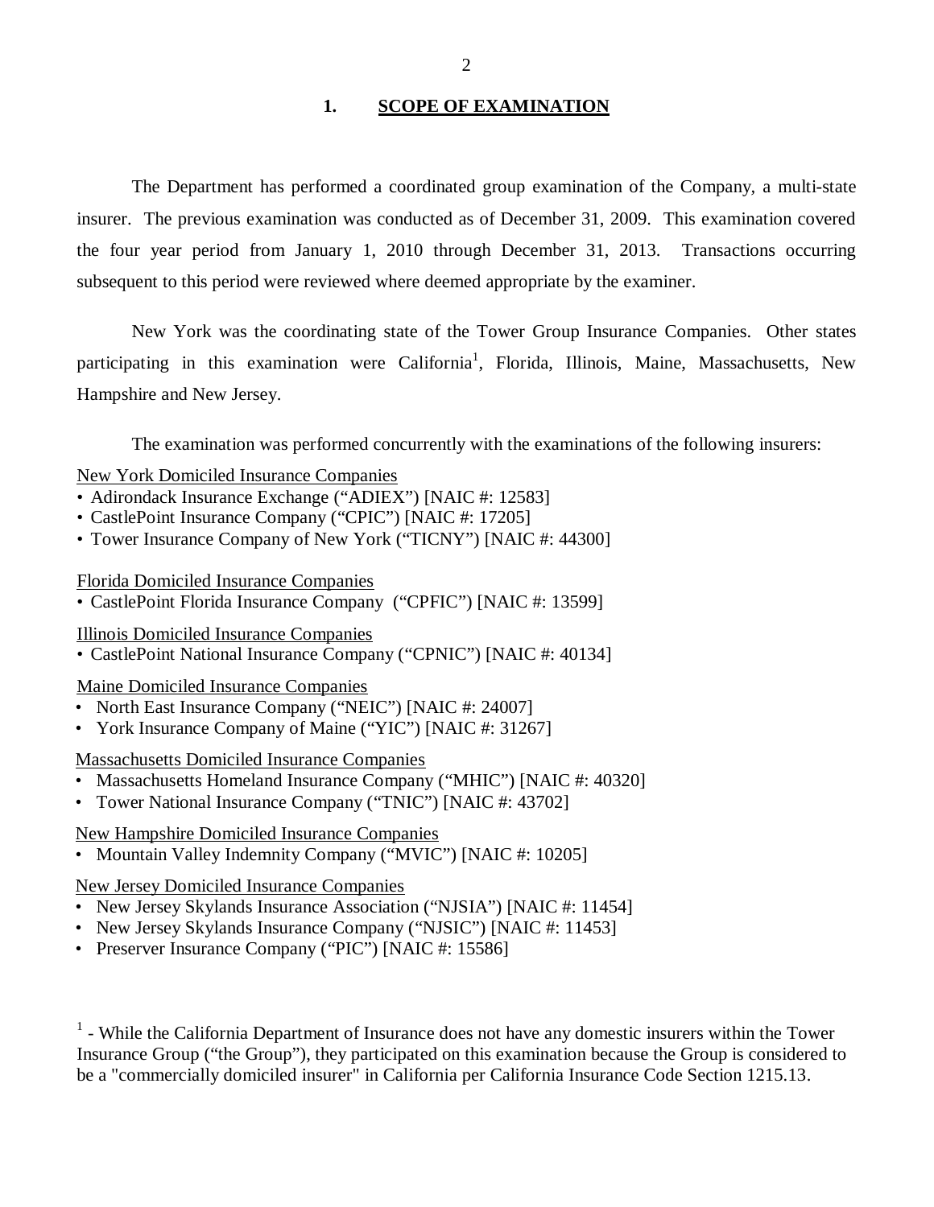## 1. SCOPE OF EXAMINATION

The Department has performed a coordinated group examination of the Company, a multi-state insurer. The previous examination was conducted as of December 31, 2009. This examination covered the four year period from January 1, 2010 through December 31, 2013. Transactions occurring subsequent to this period were reviewed where deemed appropriate by the examiner.

New York was the coordinating state of the Tower Group Insurance Companies. Other states participating in this examination were California[1], Florida, Illinois, Maine, Massachusetts, New Hampshire and New Jersey.

The examination was performed concurrently with the examinations of the following insurers:

New York Domiciled Insurance Companies

- Adirondack Insurance Exchange ("ADIEX") [NAIC #: 12583]
- CastlePoint Insurance Company ("CPIC") [NAIC #: 17205]
- Tower Insurance Company of New York ("TICNY") [NAIC #: 44300]

Florida Domiciled Insurance Companies

- CastlePoint Florida Insurance Company ("CPFIC") [NAIC #: 13599]

Illinois Domiciled Insurance Companies

- CastlePoint National Insurance Company ("CPNIC") [NAIC #: 40134]

Maine Domiciled Insurance Companies

- North East Insurance Company ("NEIC") [NAIC #: 24007]
- York Insurance Company of Maine ("YIC") [NAIC #: 31267]

Massachusetts Domiciled Insurance Companies

- Massachusetts Homeland Insurance Company ("MHIC") [NAIC #: 40320]
- Tower National Insurance Company ("TNIC") [NAIC #: 43702]

New Hampshire Domiciled Insurance Companies

- Mountain Valley Indemnity Company ("MVIC") [NAIC #: 10205]

New Jersey Domiciled Insurance Companies

- New Jersey Skylands Insurance Association ("NJSIA") [NAIC #: 11454]
- New Jersey Skylands Insurance Company ("NJSIC") [NAIC #: 11453]
- Preserver Insurance Company ("PIC") [NAIC #: 15586]

[1] - While the California Department of Insurance does not have any domestic insurers within the Tower Insurance Group ("the Group"), they participated on this examination because the Group is considered to be a "commercially domiciled insurer" in California per California Insurance Code Section 1215.13.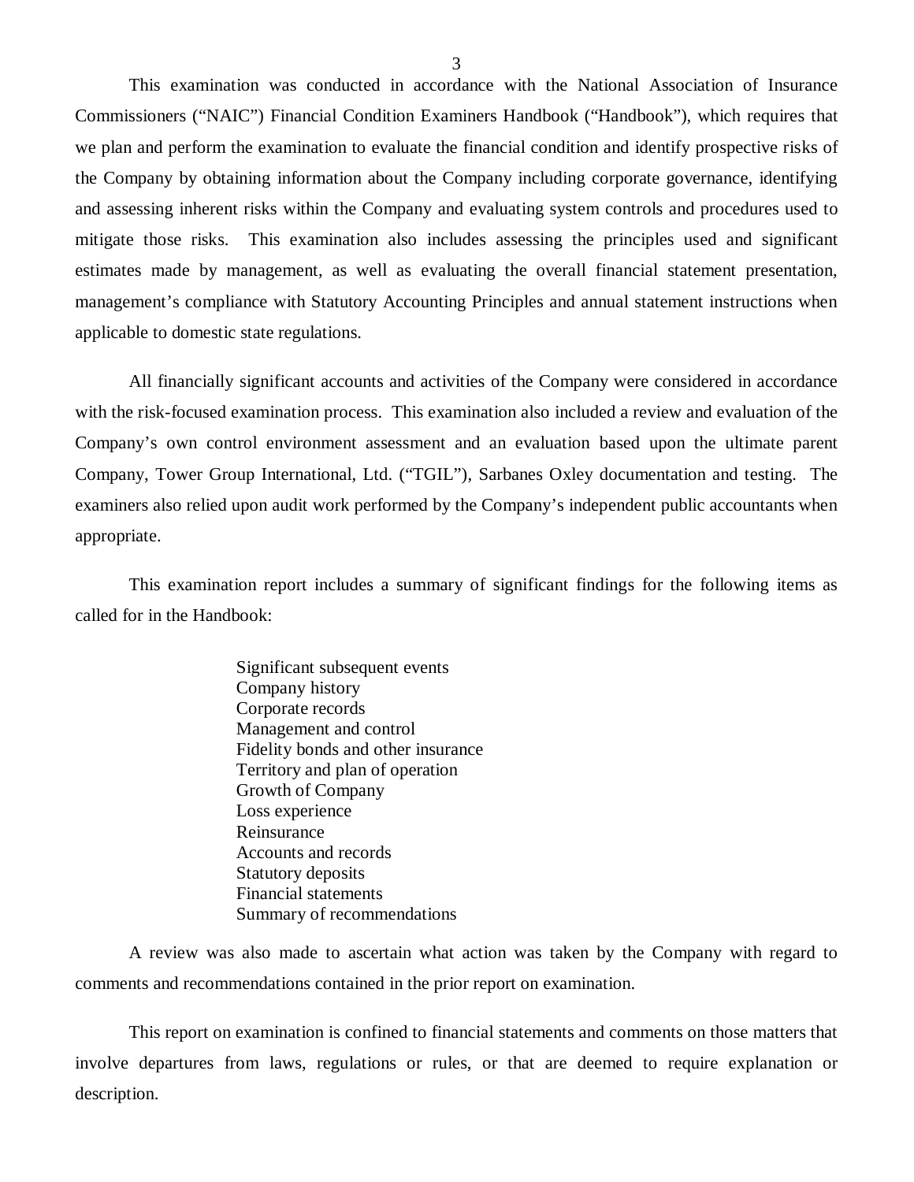This examination was conducted in accordance with the National Association of Insurance Commissioners ("NAIC") Financial Condition Examiners Handbook ("Handbook"), which requires that we plan and perform the examination to evaluate the financial condition and identify prospective risks of the Company by obtaining information about the Company including corporate governance, identifying and assessing inherent risks within the Company and evaluating system controls and procedures used to mitigate those risks. This examination also includes assessing the principles used and significant estimates made by management, as well as evaluating the overall financial statement presentation, management's compliance with Statutory Accounting Principles and annual statement instructions when applicable to domestic state regulations.

All financially significant accounts and activities of the Company were considered in accordance with the risk-focused examination process. This examination also included a review and evaluation of the Company's own control environment assessment and an evaluation based upon the ultimate parent Company, Tower Group International, Ltd. ("TGIL"), Sarbanes Oxley documentation and testing. The examiners also relied upon audit work performed by the Company's independent public accountants when appropriate.

This examination report includes a summary of significant findings for the following items as called for in the Handbook:

Significant subsequent events
Company history
Corporate records
Management and control
Fidelity bonds and other insurance
Territory and plan of operation
Growth of Company
Loss experience
Reinsurance
Accounts and records
Statutory deposits
Financial statements
Summary of recommendations

A review was also made to ascertain what action was taken by the Company with regard to comments and recommendations contained in the prior report on examination.

This report on examination is confined to financial statements and comments on those matters that involve departures from laws, regulations or rules, or that are deemed to require explanation or description.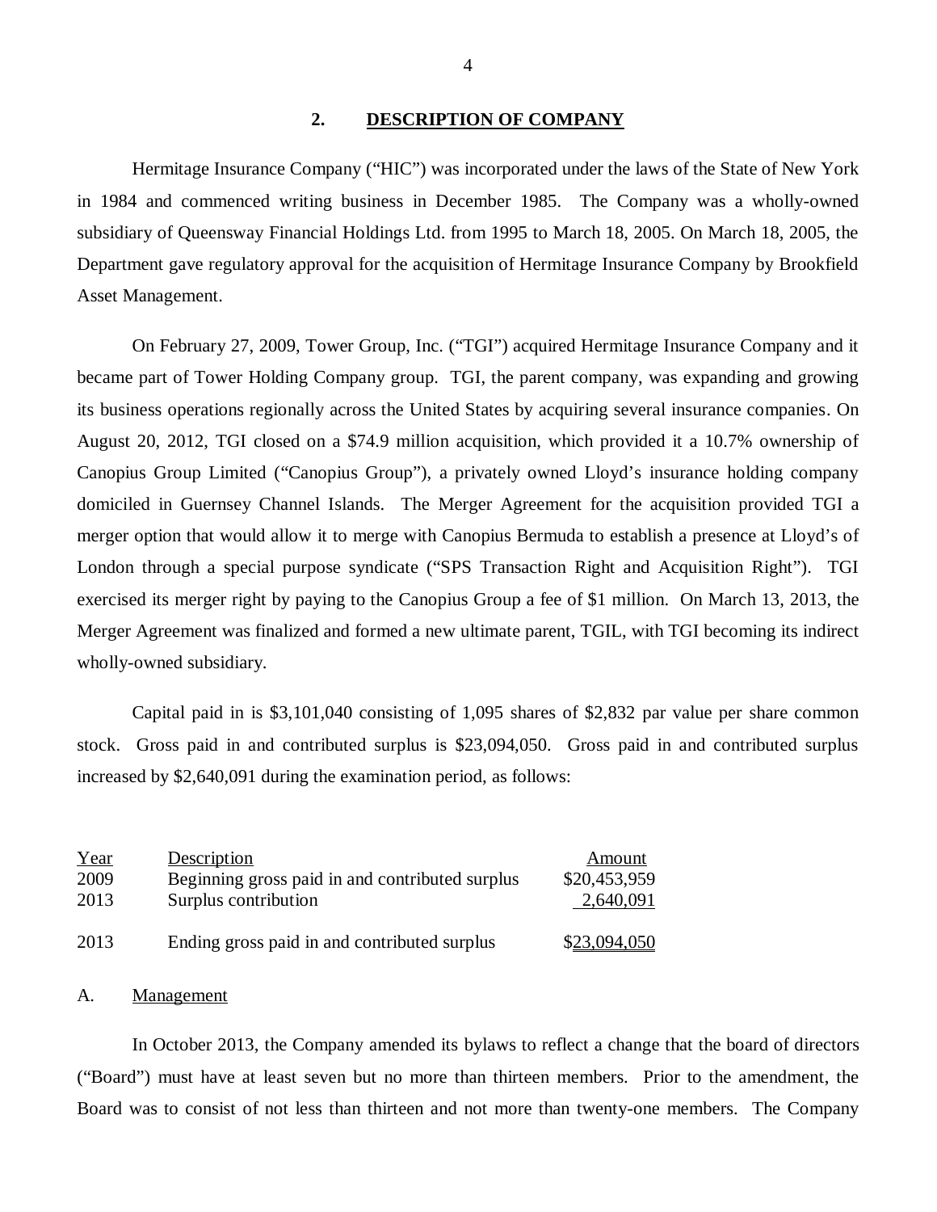## 2. DESCRIPTION OF COMPANY

Hermitage Insurance Company ("HIC") was incorporated under the laws of the State of New York in 1984 and commenced writing business in December 1985. The Company was a wholly-owned subsidiary of Queensway Financial Holdings Ltd. from 1995 to March 18, 2005. On March 18, 2005, the Department gave regulatory approval for the acquisition of Hermitage Insurance Company by Brookfield Asset Management.

On February 27, 2009, Tower Group, Inc. ("TGI") acquired Hermitage Insurance Company and it became part of Tower Holding Company group. TGI, the parent company, was expanding and growing its business operations regionally across the United States by acquiring several insurance companies. On August 20, 2012, TGI closed on a $74.9 million acquisition, which provided it a 10.7% ownership of Canopius Group Limited ("Canopius Group"), a privately owned Lloyd's insurance holding company domiciled in Guernsey Channel Islands. The Merger Agreement for the acquisition provided TGI a merger option that would allow it to merge with Canopius Bermuda to establish a presence at Lloyd's of London through a special purpose syndicate ("SPS Transaction Right and Acquisition Right"). TGI exercised its merger right by paying to the Canopius Group a fee of $1 million. On March 13, 2013, the Merger Agreement was finalized and formed a new ultimate parent, TGIL, with TGI becoming its indirect wholly-owned subsidiary.

Capital paid in is $3,101,040 consisting of 1,095 shares of $2,832 par value per share common stock. Gross paid in and contributed surplus is $23,094,050. Gross paid in and contributed surplus increased by $2,640,091 during the examination period, as follows:

| Year | Description | Amount |
|---|---|---|
| 2009 | Beginning gross paid in and contributed surplus | $20,453,959 |
| 2013 | Surplus contribution | 2,640,091 |
| 2013 | Ending gross paid in and contributed surplus | $23,094,050 |

A. Management

In October 2013, the Company amended its bylaws to reflect a change that the board of directors ("Board") must have at least seven but no more than thirteen members. Prior to the amendment, the Board was to consist of not less than thirteen and not more than twenty-one members. The Company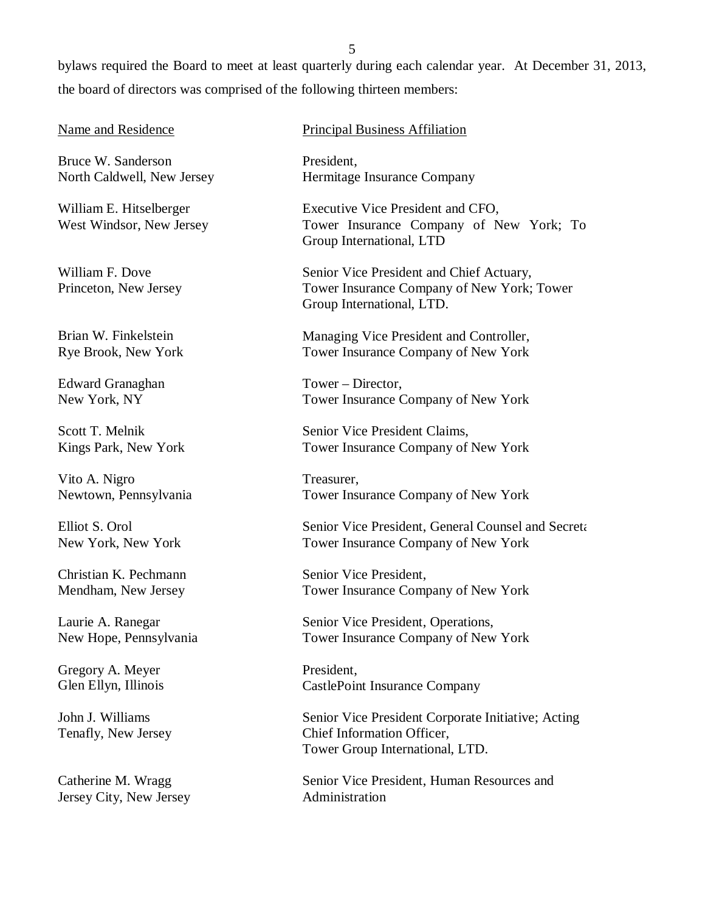bylaws required the Board to meet at least quarterly during each calendar year. At December 31, 2013, the board of directors was comprised of the following thirteen members:

| Name and Residence | Principal Business Affiliation |
|---|---|
| Bruce W. Sanderson<br>North Caldwell, New Jersey | President,<br>Hermitage Insurance Company |
| William E. Hitselberger<br>West Windsor, New Jersey | Executive Vice President and CFO,<br>Tower Insurance Company of New York; To<br>Group International, LTD |
| William F. Dove<br>Princeton, New Jersey | Senior Vice President and Chief Actuary,<br>Tower Insurance Company of New York; Tower<br>Group International, LTD. |
| Brian W. Finkelstein<br>Rye Brook, New York | Managing Vice President and Controller,<br>Tower Insurance Company of New York |
| Edward Granaghan<br>New York, NY | Tower – Director,<br>Tower Insurance Company of New York |
| Scott T. Melnik<br>Kings Park, New York | Senior Vice President Claims,<br>Tower Insurance Company of New York |
| Vito A. Nigro<br>Newtown, Pennsylvania | Treasurer,<br>Tower Insurance Company of New York |
| Elliot S. Orol<br>New York, New York | Senior Vice President, General Counsel and Secreta<br>Tower Insurance Company of New York |
| Christian K. Pechmann<br>Mendham, New Jersey | Senior Vice President,<br>Tower Insurance Company of New York |
| Laurie A. Ranegar<br>New Hope, Pennsylvania | Senior Vice President, Operations,<br>Tower Insurance Company of New York |
| Gregory A. Meyer<br>Glen Ellyn, Illinois | President,<br>CastlePoint Insurance Company |
| John J. Williams<br>Tenafly, New Jersey | Senior Vice President Corporate Initiative; Acting<br>Chief Information Officer,<br>Tower Group International, LTD. |
| Catherine M. Wragg<br>Jersey City, New Jersey | Senior Vice President, Human Resources and<br>Administration |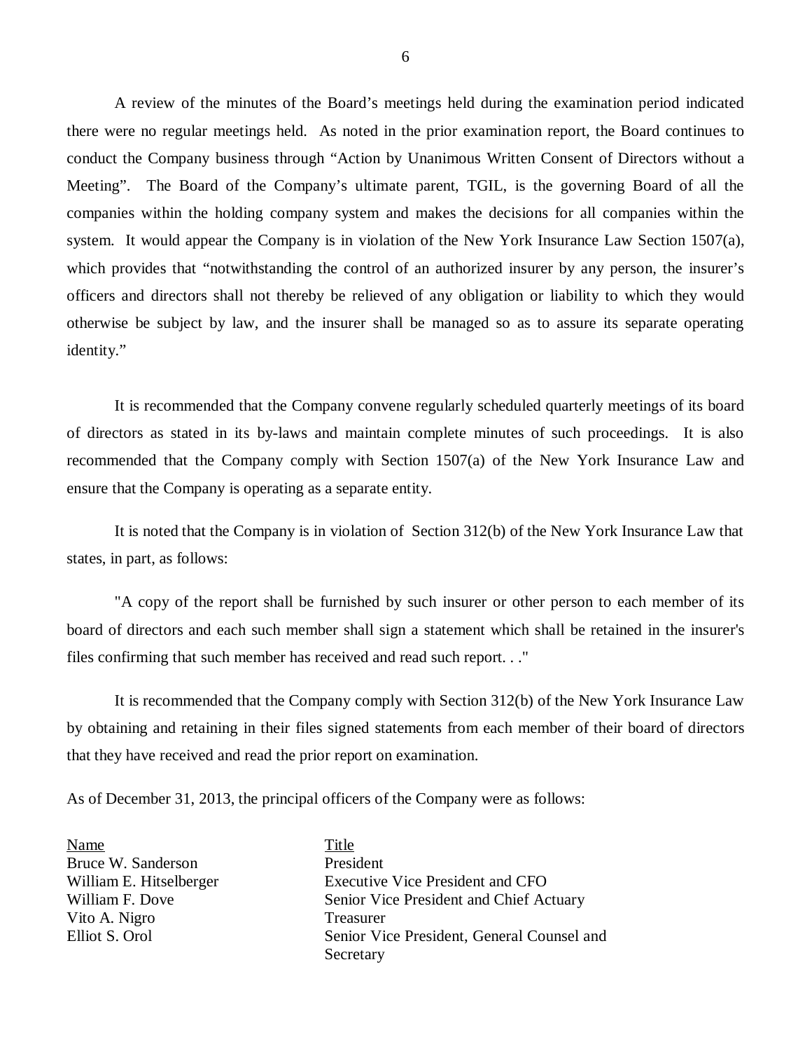A review of the minutes of the Board's meetings held during the examination period indicated there were no regular meetings held. As noted in the prior examination report, the Board continues to conduct the Company business through "Action by Unanimous Written Consent of Directors without a Meeting". The Board of the Company's ultimate parent, TGIL, is the governing Board of all the companies within the holding company system and makes the decisions for all companies within the system. It would appear the Company is in violation of the New York Insurance Law Section 1507(a), which provides that "notwithstanding the control of an authorized insurer by any person, the insurer's officers and directors shall not thereby be relieved of any obligation or liability to which they would otherwise be subject by law, and the insurer shall be managed so as to assure its separate operating identity."

It is recommended that the Company convene regularly scheduled quarterly meetings of its board of directors as stated in its by-laws and maintain complete minutes of such proceedings. It is also recommended that the Company comply with Section 1507(a) of the New York Insurance Law and ensure that the Company is operating as a separate entity.

It is noted that the Company is in violation of Section 312(b) of the New York Insurance Law that states, in part, as follows:

"A copy of the report shall be furnished by such insurer or other person to each member of its board of directors and each such member shall sign a statement which shall be retained in the insurer's files confirming that such member has received and read such report. . ."

It is recommended that the Company comply with Section 312(b) of the New York Insurance Law by obtaining and retaining in their files signed statements from each member of their board of directors that they have received and read the prior report on examination.

As of December 31, 2013, the principal officers of the Company were as follows:

| Name | Title |
| --- | --- |
| Bruce W. Sanderson | President |
| William E. Hitselberger | Executive Vice President and CFO |
| William F. Dove | Senior Vice President and Chief Actuary |
| Vito A. Nigro | Treasurer |
| Elliot S. Orol | Senior Vice President, General Counsel and Secretary |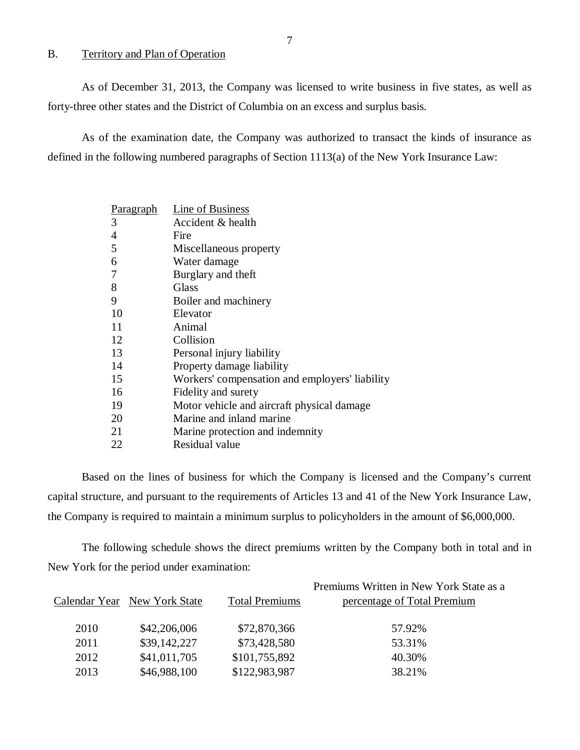## B. Territory and Plan of Operation

As of December 31, 2013, the Company was licensed to write business in five states, as well as forty-three other states and the District of Columbia on an excess and surplus basis.

As of the examination date, the Company was authorized to transact the kinds of insurance as defined in the following numbered paragraphs of Section 1113(a) of the New York Insurance Law:

| Paragraph | Line of Business |
|---|---|
| 3 | Accident & health |
| 4 | Fire |
| 5 | Miscellaneous property |
| 6 | Water damage |
| 7 | Burglary and theft |
| 8 | Glass |
| 9 | Boiler and machinery |
| 10 | Elevator |
| 11 | Animal |
| 12 | Collision |
| 13 | Personal injury liability |
| 14 | Property damage liability |
| 15 | Workers' compensation and employers' liability |
| 16 | Fidelity and surety |
| 19 | Motor vehicle and aircraft physical damage |
| 20 | Marine and inland marine |
| 21 | Marine protection and indemnity |
| 22 | Residual value |

Based on the lines of business for which the Company is licensed and the Company's current capital structure, and pursuant to the requirements of Articles 13 and 41 of the New York Insurance Law, the Company is required to maintain a minimum surplus to policyholders in the amount of $6,000,000.

The following schedule shows the direct premiums written by the Company both in total and in New York for the period under examination:

| Calendar Year | New York State | Total Premiums | Premiums Written in New York State as a percentage of Total Premium |
|---|---|---|---|
| 2010 | $42,206,006 | $72,870,366 | 57.92% |
| 2011 | $39,142,227 | $73,428,580 | 53.31% |
| 2012 | $41,011,705 | $101,755,892 | 40.30% |
| 2013 | $46,988,100 | $122,983,987 | 38.21% |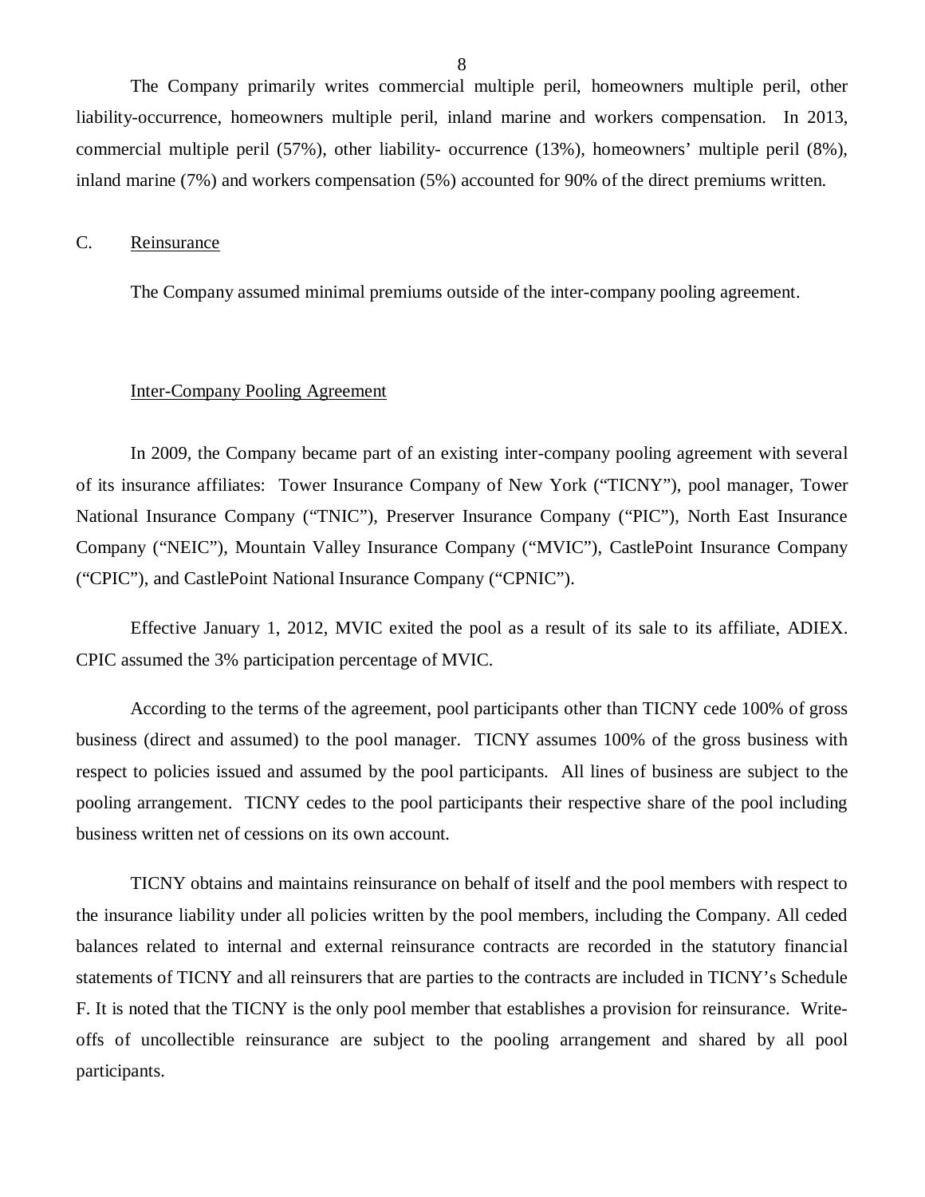The Company primarily writes commercial multiple peril, homeowners multiple peril, other liability-occurrence, homeowners multiple peril, inland marine and workers compensation. In 2013, commercial multiple peril (57%), other liability- occurrence (13%), homeowners' multiple peril (8%), inland marine (7%) and workers compensation (5%) accounted for 90% of the direct premiums written.

## C. Reinsurance

The Company assumed minimal premiums outside of the inter-company pooling agreement.

### Inter-Company Pooling Agreement

In 2009, the Company became part of an existing inter-company pooling agreement with several of its insurance affiliates: Tower Insurance Company of New York ("TICNY"), pool manager, Tower National Insurance Company ("TNIC"), Preserver Insurance Company ("PIC"), North East Insurance Company ("NEIC"), Mountain Valley Insurance Company ("MVIC"), CastlePoint Insurance Company ("CPIC"), and CastlePoint National Insurance Company ("CPNIC").

Effective January 1, 2012, MVIC exited the pool as a result of its sale to its affiliate, ADIEX. CPIC assumed the 3% participation percentage of MVIC.

According to the terms of the agreement, pool participants other than TICNY cede 100% of gross business (direct and assumed) to the pool manager. TICNY assumes 100% of the gross business with respect to policies issued and assumed by the pool participants. All lines of business are subject to the pooling arrangement. TICNY cedes to the pool participants their respective share of the pool including business written net of cessions on its own account.

TICNY obtains and maintains reinsurance on behalf of itself and the pool members with respect to the insurance liability under all policies written by the pool members, including the Company. All ceded balances related to internal and external reinsurance contracts are recorded in the statutory financial statements of TICNY and all reinsurers that are parties to the contracts are included in TICNY's Schedule F. It is noted that the TICNY is the only pool member that establishes a provision for reinsurance. Write-offs of uncollectible reinsurance are subject to the pooling arrangement and shared by all pool participants.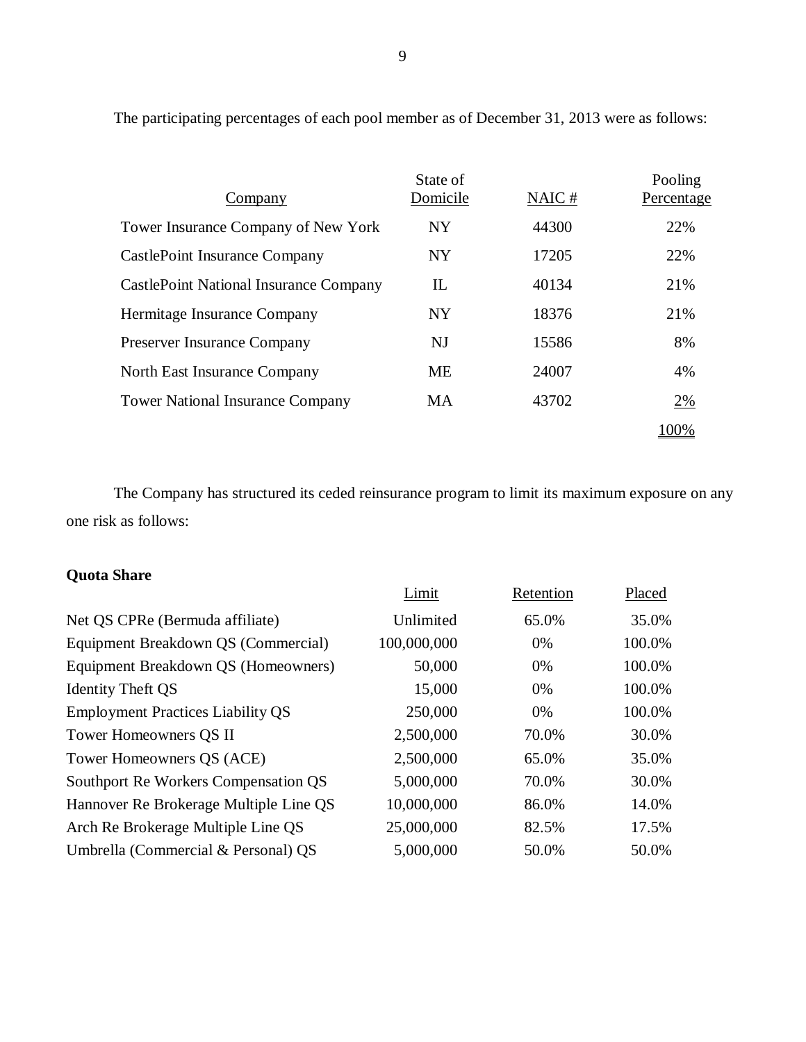The participating percentages of each pool member as of December 31, 2013 were as follows:

| Company | State of Domicile | NAIC # | Pooling Percentage |
|---|---|---|---|
| Tower Insurance Company of New York | NY | 44300 | 22% |
| CastlePoint Insurance Company | NY | 17205 | 22% |
| CastlePoint National Insurance Company | IL | 40134 | 21% |
| Hermitage Insurance Company | NY | 18376 | 21% |
| Preserver Insurance Company | NJ | 15586 | 8% |
| North East Insurance Company | ME | 24007 | 4% |
| Tower National Insurance Company | MA | 43702 | 2% |
| | | | 100% |

The Company has structured its ceded reinsurance program to limit its maximum exposure on any one risk as follows:

**Quota Share**

| | Limit | Retention | Placed |
|---|---|---|---|
| Net QS CPRe (Bermuda affiliate) | Unlimited | 65.0% | 35.0% |
| Equipment Breakdown QS (Commercial) | 100,000,000 | 0% | 100.0% |
| Equipment Breakdown QS (Homeowners) | 50,000 | 0% | 100.0% |
| Identity Theft QS | 15,000 | 0% | 100.0% |
| Employment Practices Liability QS | 250,000 | 0% | 100.0% |
| Tower Homeowners QS II | 2,500,000 | 70.0% | 30.0% |
| Tower Homeowners QS (ACE) | 2,500,000 | 65.0% | 35.0% |
| Southport Re Workers Compensation QS | 5,000,000 | 70.0% | 30.0% |
| Hannover Re Brokerage Multiple Line QS | 10,000,000 | 86.0% | 14.0% |
| Arch Re Brokerage Multiple Line QS | 25,000,000 | 82.5% | 17.5% |
| Umbrella (Commercial & Personal) QS | 5,000,000 | 50.0% | 50.0% |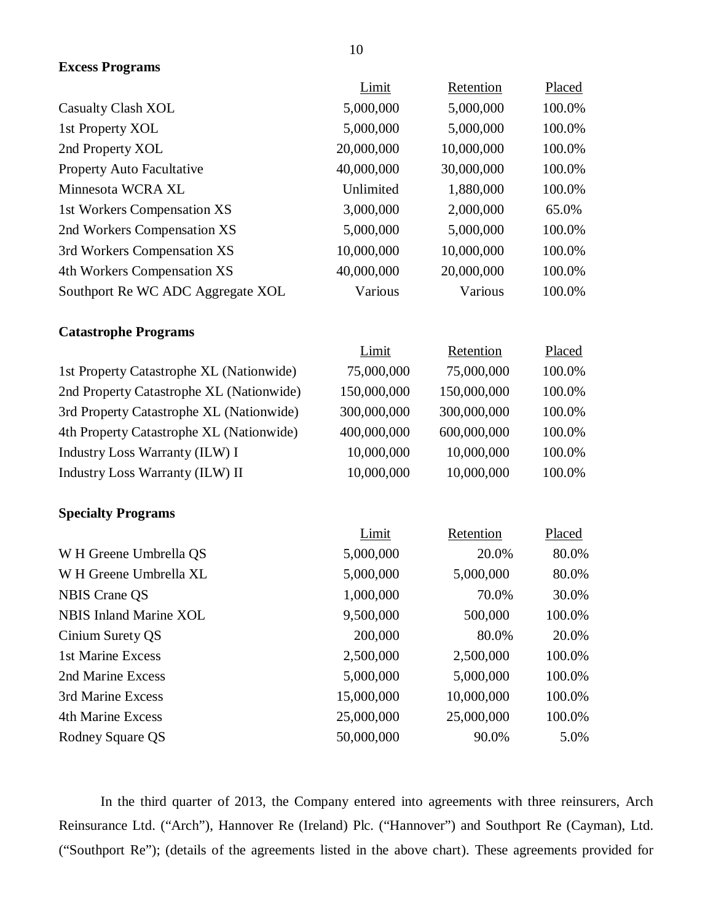**Excess Programs**

| | Limit | Retention | Placed |
|---|---|---|---|
| Casualty Clash XOL | 5,000,000 | 5,000,000 | 100.0% |
| 1st Property XOL | 5,000,000 | 5,000,000 | 100.0% |
| 2nd Property XOL | 20,000,000 | 10,000,000 | 100.0% |
| Property Auto Facultative | 40,000,000 | 30,000,000 | 100.0% |
| Minnesota WCRA XL | Unlimited | 1,880,000 | 100.0% |
| 1st Workers Compensation XS | 3,000,000 | 2,000,000 | 65.0% |
| 2nd Workers Compensation XS | 5,000,000 | 5,000,000 | 100.0% |
| 3rd Workers Compensation XS | 10,000,000 | 10,000,000 | 100.0% |
| 4th Workers Compensation XS | 40,000,000 | 20,000,000 | 100.0% |
| Southport Re WC ADC Aggregate XOL | Various | Various | 100.0% |

**Catastrophe Programs**

| | Limit | Retention | Placed |
|---|---|---|---|
| 1st Property Catastrophe XL (Nationwide) | 75,000,000 | 75,000,000 | 100.0% |
| 2nd Property Catastrophe XL (Nationwide) | 150,000,000 | 150,000,000 | 100.0% |
| 3rd Property Catastrophe XL (Nationwide) | 300,000,000 | 300,000,000 | 100.0% |
| 4th Property Catastrophe XL (Nationwide) | 400,000,000 | 600,000,000 | 100.0% |
| Industry Loss Warranty (ILW) I | 10,000,000 | 10,000,000 | 100.0% |
| Industry Loss Warranty (ILW) II | 10,000,000 | 10,000,000 | 100.0% |

**Specialty Programs**

| | Limit | Retention | Placed |
|---|---|---|---|
| W H Greene Umbrella QS | 5,000,000 | 20.0% | 80.0% |
| W H Greene Umbrella XL | 5,000,000 | 5,000,000 | 80.0% |
| NBIS Crane QS | 1,000,000 | 70.0% | 30.0% |
| NBIS Inland Marine XOL | 9,500,000 | 500,000 | 100.0% |
| Cinium Surety QS | 200,000 | 80.0% | 20.0% |
| 1st Marine Excess | 2,500,000 | 2,500,000 | 100.0% |
| 2nd Marine Excess | 5,000,000 | 5,000,000 | 100.0% |
| 3rd Marine Excess | 15,000,000 | 10,000,000 | 100.0% |
| 4th Marine Excess | 25,000,000 | 25,000,000 | 100.0% |
| Rodney Square QS | 50,000,000 | 90.0% | 5.0% |

In the third quarter of 2013, the Company entered into agreements with three reinsurers, Arch Reinsurance Ltd. ("Arch"), Hannover Re (Ireland) Plc. ("Hannover") and Southport Re (Cayman), Ltd. ("Southport Re"); (details of the agreements listed in the above chart). These agreements provided for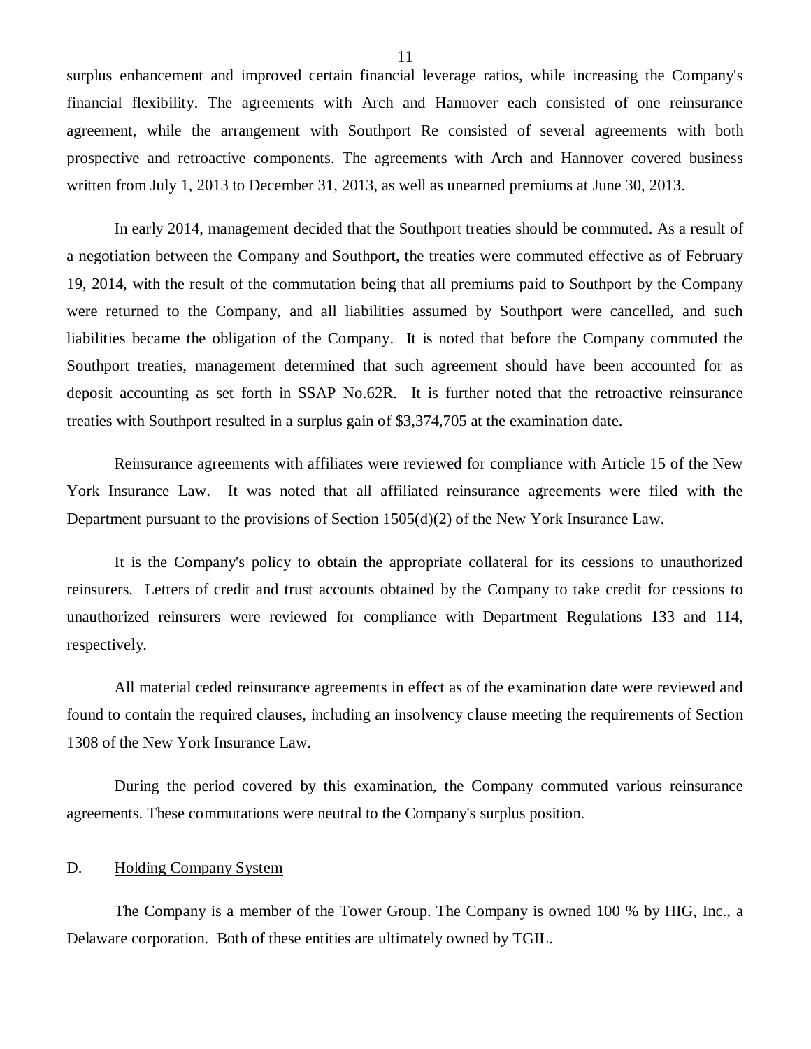surplus enhancement and improved certain financial leverage ratios, while increasing the Company's financial flexibility. The agreements with Arch and Hannover each consisted of one reinsurance agreement, while the arrangement with Southport Re consisted of several agreements with both prospective and retroactive components. The agreements with Arch and Hannover covered business written from July 1, 2013 to December 31, 2013, as well as unearned premiums at June 30, 2013.

In early 2014, management decided that the Southport treaties should be commuted. As a result of a negotiation between the Company and Southport, the treaties were commuted effective as of February 19, 2014, with the result of the commutation being that all premiums paid to Southport by the Company were returned to the Company, and all liabilities assumed by Southport were cancelled, and such liabilities became the obligation of the Company. It is noted that before the Company commuted the Southport treaties, management determined that such agreement should have been accounted for as deposit accounting as set forth in SSAP No.62R. It is further noted that the retroactive reinsurance treaties with Southport resulted in a surplus gain of $3,374,705 at the examination date.

Reinsurance agreements with affiliates were reviewed for compliance with Article 15 of the New York Insurance Law. It was noted that all affiliated reinsurance agreements were filed with the Department pursuant to the provisions of Section 1505(d)(2) of the New York Insurance Law.

It is the Company's policy to obtain the appropriate collateral for its cessions to unauthorized reinsurers. Letters of credit and trust accounts obtained by the Company to take credit for cessions to unauthorized reinsurers were reviewed for compliance with Department Regulations 133 and 114, respectively.

All material ceded reinsurance agreements in effect as of the examination date were reviewed and found to contain the required clauses, including an insolvency clause meeting the requirements of Section 1308 of the New York Insurance Law.

During the period covered by this examination, the Company commuted various reinsurance agreements. These commutations were neutral to the Company's surplus position.

## D. Holding Company System

The Company is a member of the Tower Group. The Company is owned 100 % by HIG, Inc., a Delaware corporation. Both of these entities are ultimately owned by TGIL.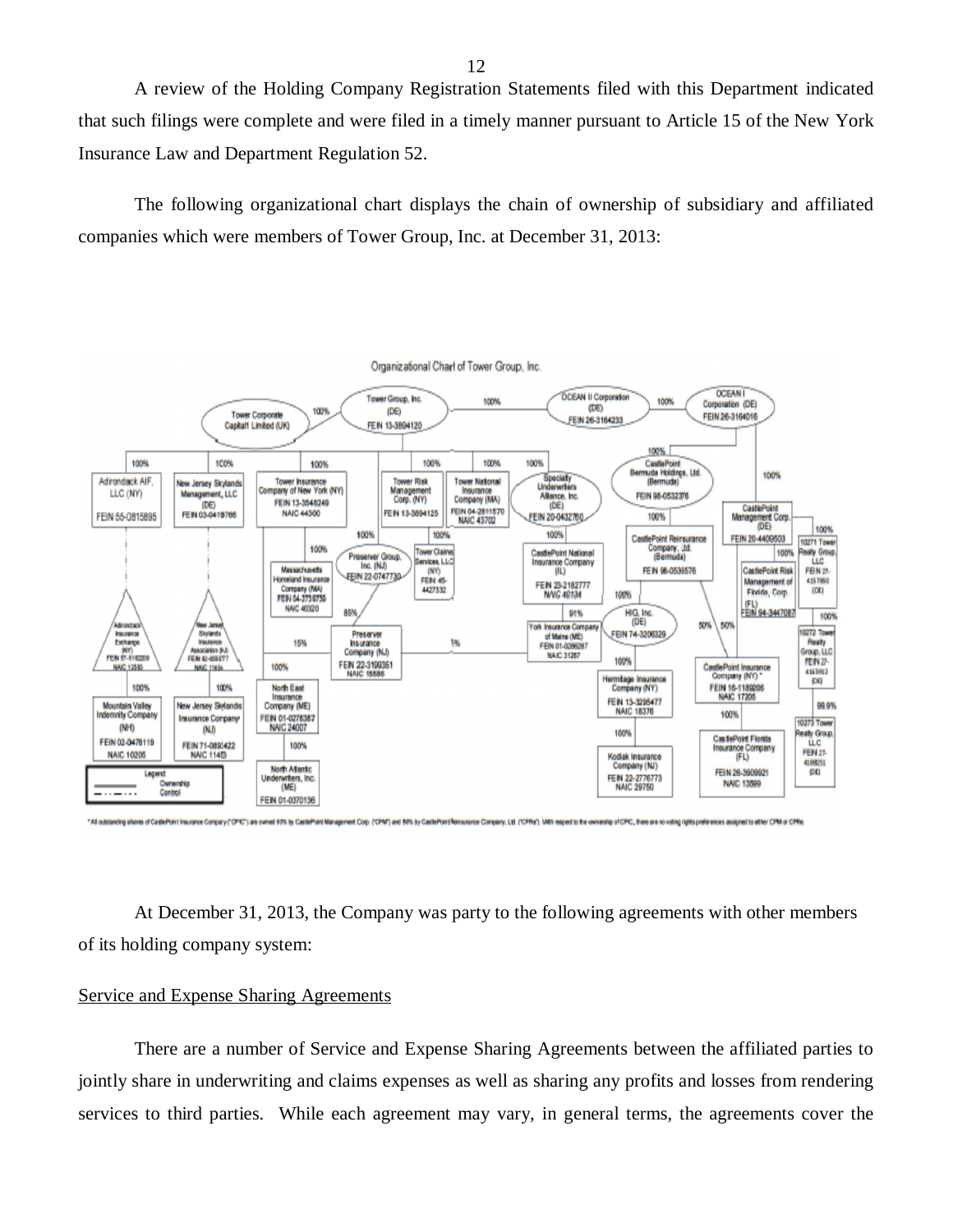A review of the Holding Company Registration Statements filed with this Department indicated that such filings were complete and were filed in a timely manner pursuant to Article 15 of the New York Insurance Law and Department Regulation 52.

The following organizational chart displays the chain of ownership of subsidiary and affiliated companies which were members of Tower Group, Inc. at December 31, 2013:

Organizational Chart of Tower Group, Inc.

\*All outstanding shares of CastlePoint Insurance Company ("CPIC") are owned 50% by CastlePoint Management Corp. ("CPM") and 50% by CastlePoint Reinsurance Company, Ltd. ("CPRe"). With respect to the ownership of CPIC, there are no voting rights preferences assigned to either CPM or CPRe.

At December 31, 2013, the Company was party to the following agreements with other members of its holding company system:

## Service and Expense Sharing Agreements

There are a number of Service and Expense Sharing Agreements between the affiliated parties to jointly share in underwriting and claims expenses as well as sharing any profits and losses from rendering services to third parties. While each agreement may vary, in general terms, the agreements cover the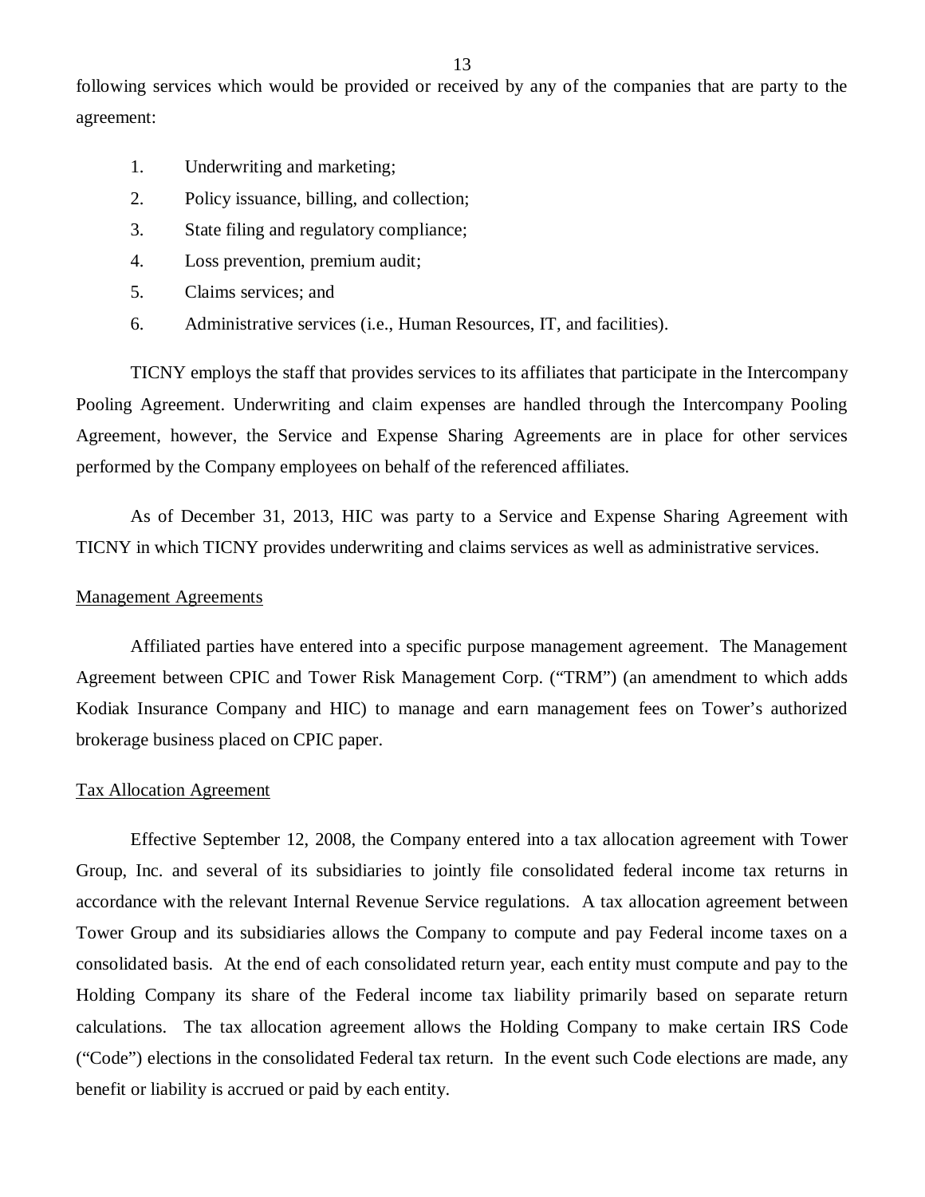following services which would be provided or received by any of the companies that are party to the agreement:

1. Underwriting and marketing;
2. Policy issuance, billing, and collection;
3. State filing and regulatory compliance;
4. Loss prevention, premium audit;
5. Claims services; and
6. Administrative services (i.e., Human Resources, IT, and facilities).

TICNY employs the staff that provides services to its affiliates that participate in the Intercompany Pooling Agreement. Underwriting and claim expenses are handled through the Intercompany Pooling Agreement, however, the Service and Expense Sharing Agreements are in place for other services performed by the Company employees on behalf of the referenced affiliates.

As of December 31, 2013, HIC was party to a Service and Expense Sharing Agreement with TICNY in which TICNY provides underwriting and claims services as well as administrative services.

Management Agreements

Affiliated parties have entered into a specific purpose management agreement. The Management Agreement between CPIC and Tower Risk Management Corp. ("TRM") (an amendment to which adds Kodiak Insurance Company and HIC) to manage and earn management fees on Tower's authorized brokerage business placed on CPIC paper.

Tax Allocation Agreement

Effective September 12, 2008, the Company entered into a tax allocation agreement with Tower Group, Inc. and several of its subsidiaries to jointly file consolidated federal income tax returns in accordance with the relevant Internal Revenue Service regulations. A tax allocation agreement between Tower Group and its subsidiaries allows the Company to compute and pay Federal income taxes on a consolidated basis. At the end of each consolidated return year, each entity must compute and pay to the Holding Company its share of the Federal income tax liability primarily based on separate return calculations. The tax allocation agreement allows the Holding Company to make certain IRS Code ("Code") elections in the consolidated Federal tax return. In the event such Code elections are made, any benefit or liability is accrued or paid by each entity.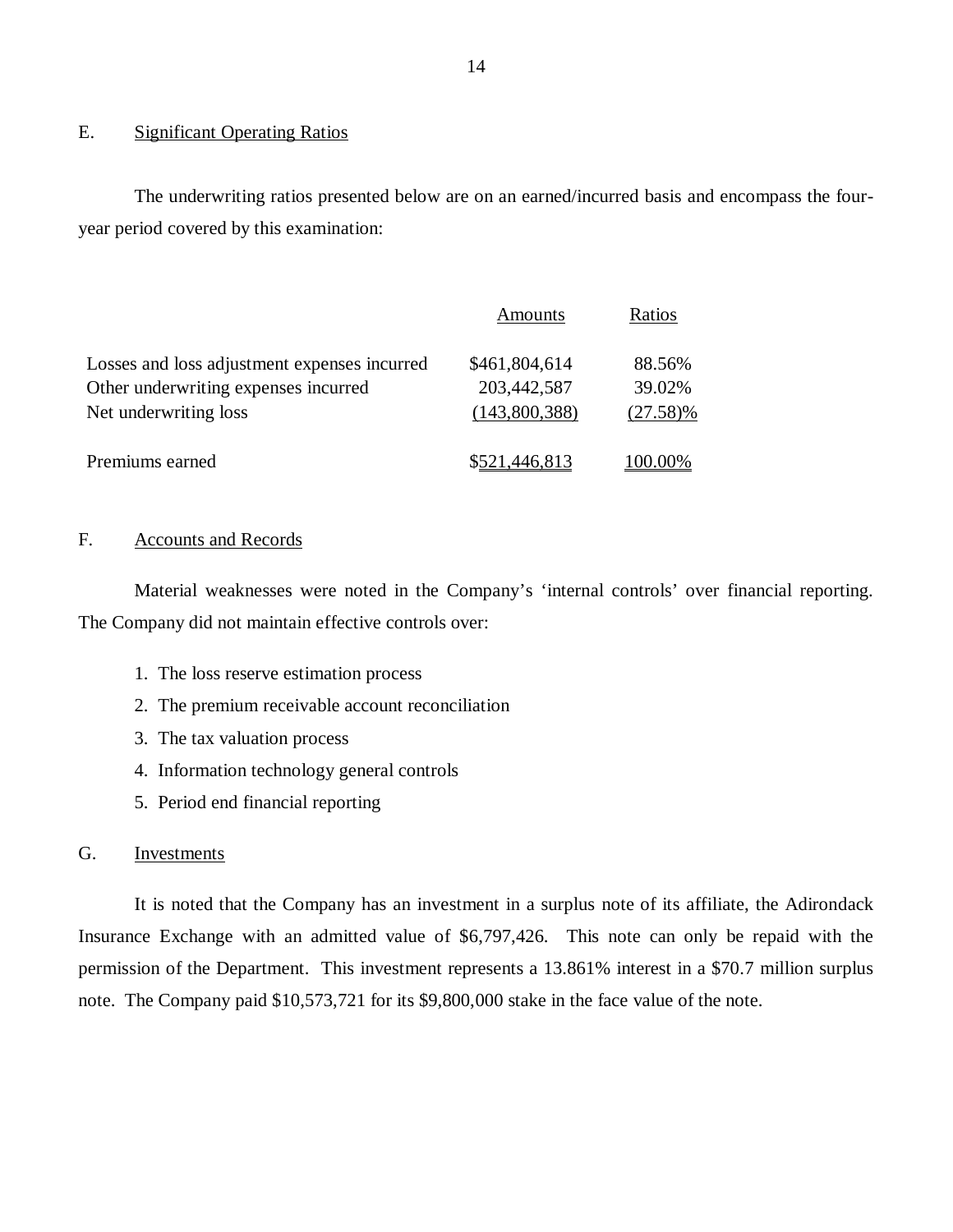## E. Significant Operating Ratios

The underwriting ratios presented below are on an earned/incurred basis and encompass the four-year period covered by this examination:

| | Amounts | Ratios |
|---|---|---|
| Losses and loss adjustment expenses incurred | $461,804,614 | 88.56% |
| Other underwriting expenses incurred | 203,442,587 | 39.02% |
| Net underwriting loss | (143,800,388) | (27.58)% |
| Premiums earned | $521,446,813 | 100.00% |

## F. Accounts and Records

Material weaknesses were noted in the Company's 'internal controls' over financial reporting. The Company did not maintain effective controls over:

1. The loss reserve estimation process
2. The premium receivable account reconciliation
3. The tax valuation process
4. Information technology general controls
5. Period end financial reporting

## G. Investments

It is noted that the Company has an investment in a surplus note of its affiliate, the Adirondack Insurance Exchange with an admitted value of $6,797,426. This note can only be repaid with the permission of the Department. This investment represents a 13.861% interest in a $70.7 million surplus note. The Company paid $10,573,721 for its $9,800,000 stake in the face value of the note.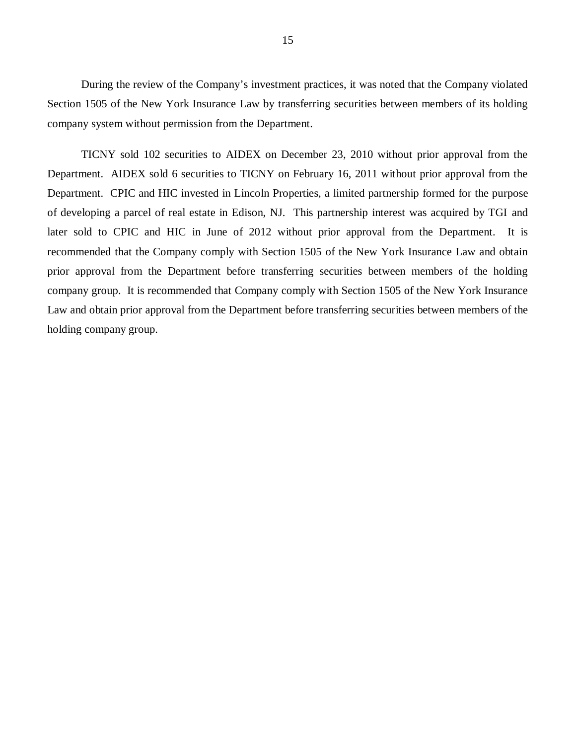During the review of the Company's investment practices, it was noted that the Company violated Section 1505 of the New York Insurance Law by transferring securities between members of its holding company system without permission from the Department.

TICNY sold 102 securities to AIDEX on December 23, 2010 without prior approval from the Department. AIDEX sold 6 securities to TICNY on February 16, 2011 without prior approval from the Department. CPIC and HIC invested in Lincoln Properties, a limited partnership formed for the purpose of developing a parcel of real estate in Edison, NJ. This partnership interest was acquired by TGI and later sold to CPIC and HIC in June of 2012 without prior approval from the Department. It is recommended that the Company comply with Section 1505 of the New York Insurance Law and obtain prior approval from the Department before transferring securities between members of the holding company group. It is recommended that Company comply with Section 1505 of the New York Insurance Law and obtain prior approval from the Department before transferring securities between members of the holding company group.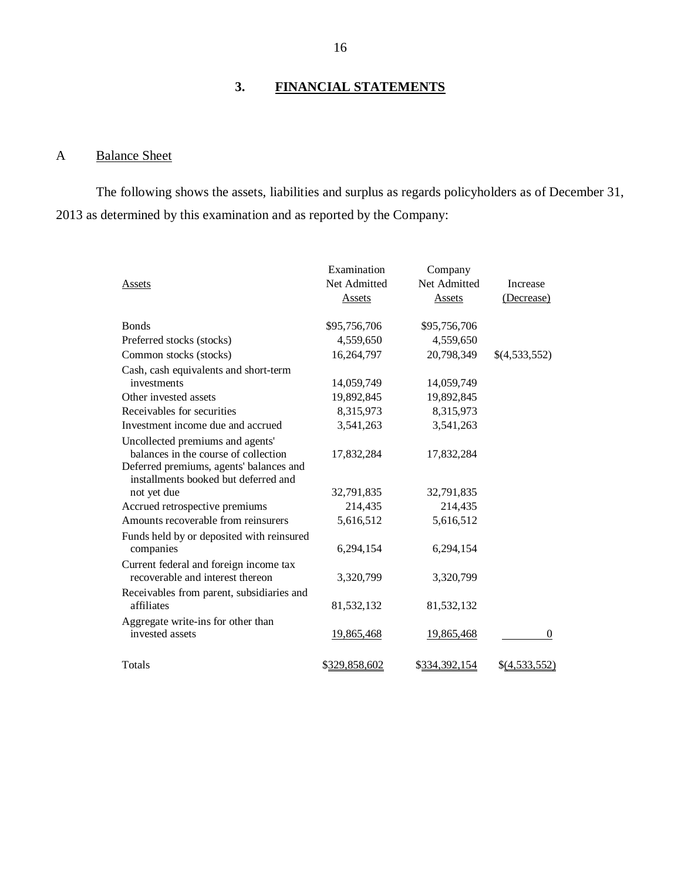## 3. FINANCIAL STATEMENTS

### A Balance Sheet

The following shows the assets, liabilities and surplus as regards policyholders as of December 31, 2013 as determined by this examination and as reported by the Company:

| Assets | Examination Net Admitted Assets | Company Net Admitted Assets | Increase (Decrease) |
|---|---|---|---|
| Bonds | $95,756,706 | $95,756,706 | |
| Preferred stocks (stocks) | 4,559,650 | 4,559,650 | |
| Common stocks (stocks) | 16,264,797 | 20,798,349 | $(4,533,552) |
| Cash, cash equivalents and short-term investments | 14,059,749 | 14,059,749 | |
| Other invested assets | 19,892,845 | 19,892,845 | |
| Receivables for securities | 8,315,973 | 8,315,973 | |
| Investment income due and accrued | 3,541,263 | 3,541,263 | |
| Uncollected premiums and agents' balances in the course of collection | 17,832,284 | 17,832,284 | |
| Deferred premiums, agents' balances and installments booked but deferred and not yet due | 32,791,835 | 32,791,835 | |
| Accrued retrospective premiums | 214,435 | 214,435 | |
| Amounts recoverable from reinsurers | 5,616,512 | 5,616,512 | |
| Funds held by or deposited with reinsured companies | 6,294,154 | 6,294,154 | |
| Current federal and foreign income tax recoverable and interest thereon | 3,320,799 | 3,320,799 | |
| Receivables from parent, subsidiaries and affiliates | 81,532,132 | 81,532,132 | |
| Aggregate write-ins for other than invested assets | 19,865,468 | 19,865,468 | 0 |
| Totals | $329,858,602 | $334,392,154 | $(4,533,552) |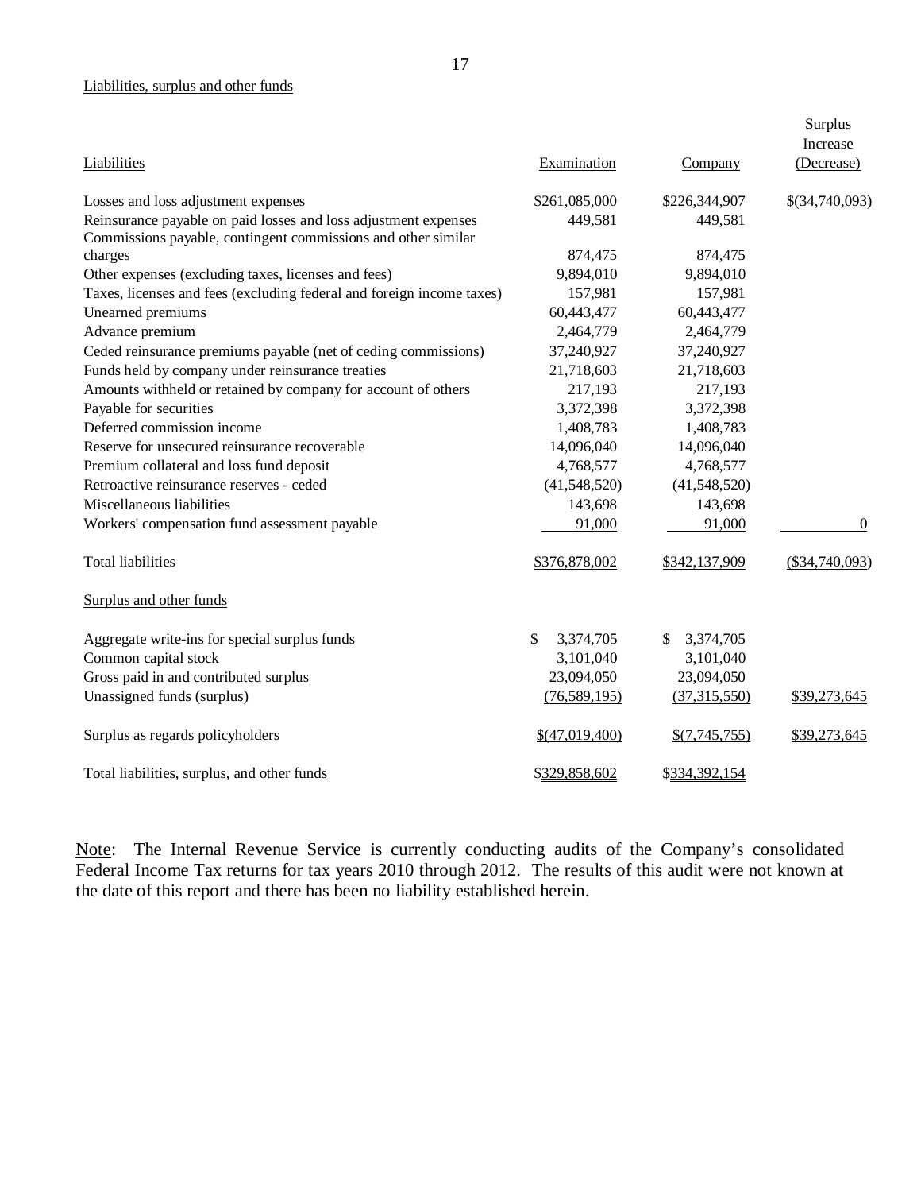Liabilities, surplus and other funds

| Liabilities | Examination | Company | Surplus Increase (Decrease) |
|---|---|---|---|
| Losses and loss adjustment expenses | $261,085,000 | $226,344,907 | $(34,740,093) |
| Reinsurance payable on paid losses and loss adjustment expenses | 449,581 | 449,581 | |
| Commissions payable, contingent commissions and other similar charges | 874,475 | 874,475 | |
| Other expenses (excluding taxes, licenses and fees) | 9,894,010 | 9,894,010 | |
| Taxes, licenses and fees (excluding federal and foreign income taxes) | 157,981 | 157,981 | |
| Unearned premiums | 60,443,477 | 60,443,477 | |
| Advance premium | 2,464,779 | 2,464,779 | |
| Ceded reinsurance premiums payable (net of ceding commissions) | 37,240,927 | 37,240,927 | |
| Funds held by company under reinsurance treaties | 21,718,603 | 21,718,603 | |
| Amounts withheld or retained by company for account of others | 217,193 | 217,193 | |
| Payable for securities | 3,372,398 | 3,372,398 | |
| Deferred commission income | 1,408,783 | 1,408,783 | |
| Reserve for unsecured reinsurance recoverable | 14,096,040 | 14,096,040 | |
| Premium collateral and loss fund deposit | 4,768,577 | 4,768,577 | |
| Retroactive reinsurance reserves - ceded | (41,548,520) | (41,548,520) | |
| Miscellaneous liabilities | 143,698 | 143,698 | |
| Workers' compensation fund assessment payable | 91,000 | 91,000 | 0 |
| Total liabilities | $376,878,002 | $342,137,909 | ($34,740,093) |
| **Surplus and other funds** | | | |
| Aggregate write-ins for special surplus funds | $ 3,374,705 | $ 3,374,705 | |
| Common capital stock | 3,101,040 | 3,101,040 | |
| Gross paid in and contributed surplus | 23,094,050 | 23,094,050 | |
| Unassigned funds (surplus) | (76,589,195) | (37,315,550) | $39,273,645 |
| Surplus as regards policyholders | $(47,019,400) | $(7,745,755) | $39,273,645 |
| Total liabilities, surplus, and other funds | $329,858,602 | $334,392,154 | |

Note: The Internal Revenue Service is currently conducting audits of the Company's consolidated Federal Income Tax returns for tax years 2010 through 2012. The results of this audit were not known at the date of this report and there has been no liability established herein.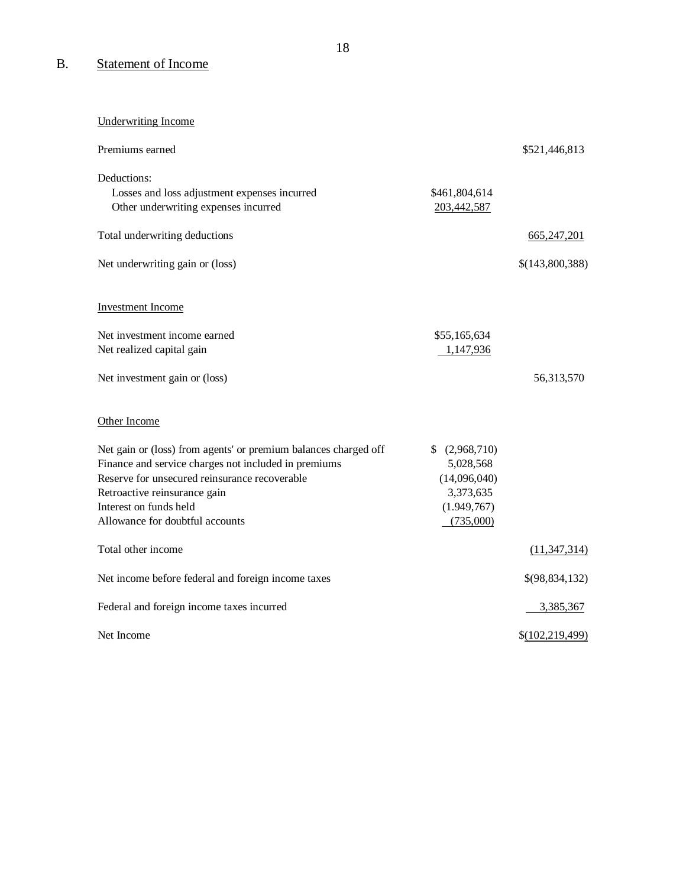## B. Statement of Income

| | | |
|---|---|---|
| Underwriting Income | | |
| Premiums earned | | $521,446,813 |
| Deductions: | | |
| Losses and loss adjustment expenses incurred | $461,804,614 | |
| Other underwriting expenses incurred | 203,442,587 | |
| Total underwriting deductions | | 665,247,201 |
| Net underwriting gain or (loss) | | $(143,800,388) |
| Investment Income | | |
| Net investment income earned | $55,165,634 | |
| Net realized capital gain | 1,147,936 | |
| Net investment gain or (loss) | | 56,313,570 |
| Other Income | | |
| Net gain or (loss) from agents' or premium balances charged off | $ (2,968,710) | |
| Finance and service charges not included in premiums | 5,028,568 | |
| Reserve for unsecured reinsurance recoverable | (14,096,040) | |
| Retroactive reinsurance gain | 3,373,635 | |
| Interest on funds held | (1.949,767) | |
| Allowance for doubtful accounts | (735,000) | |
| Total other income | | (11,347,314) |
| Net income before federal and foreign income taxes | | $(98,834,132) |
| Federal and foreign income taxes incurred | | 3,385,367 |
| Net Income | | $(102,219,499) |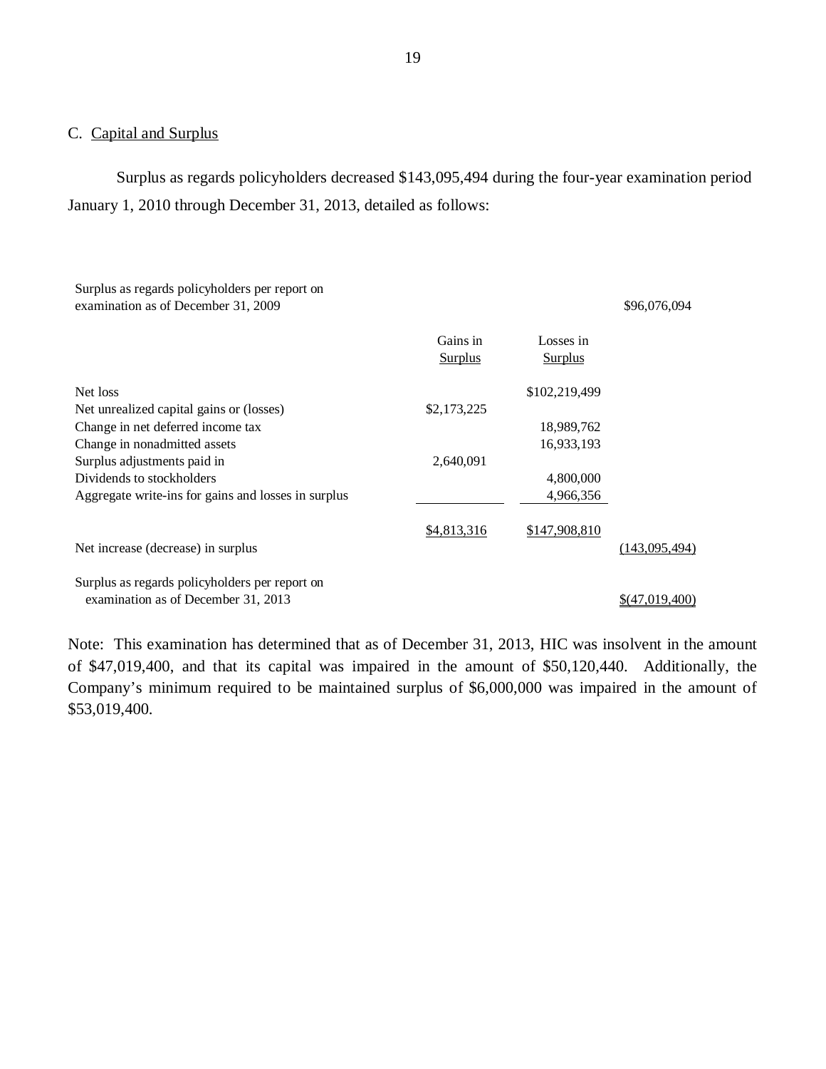## C. Capital and Surplus

Surplus as regards policyholders decreased $143,095,494 during the four-year examination period January 1, 2010 through December 31, 2013, detailed as follows:

| | Gains in Surplus | Losses in Surplus | |
|---|---|---|---|
| Surplus as regards policyholders per report on examination as of December 31, 2009 | | | $96,076,094 |
| Net loss | | $102,219,499 | |
| Net unrealized capital gains or (losses) | $2,173,225 | | |
| Change in net deferred income tax | | 18,989,762 | |
| Change in nonadmitted assets | | 16,933,193 | |
| Surplus adjustments paid in | 2,640,091 | | |
| Dividends to stockholders | | 4,800,000 | |
| Aggregate write-ins for gains and losses in surplus | | 4,966,356 | |
| | $4,813,316 | $147,908,810 | |
| Net increase (decrease) in surplus | | | (143,095,494) |
| Surplus as regards policyholders per report on examination as of December 31, 2013 | | | $(47,019,400) |

Note: This examination has determined that as of December 31, 2013, HIC was insolvent in the amount of $47,019,400, and that its capital was impaired in the amount of $50,120,440. Additionally, the Company's minimum required to be maintained surplus of $6,000,000 was impaired in the amount of $53,019,400.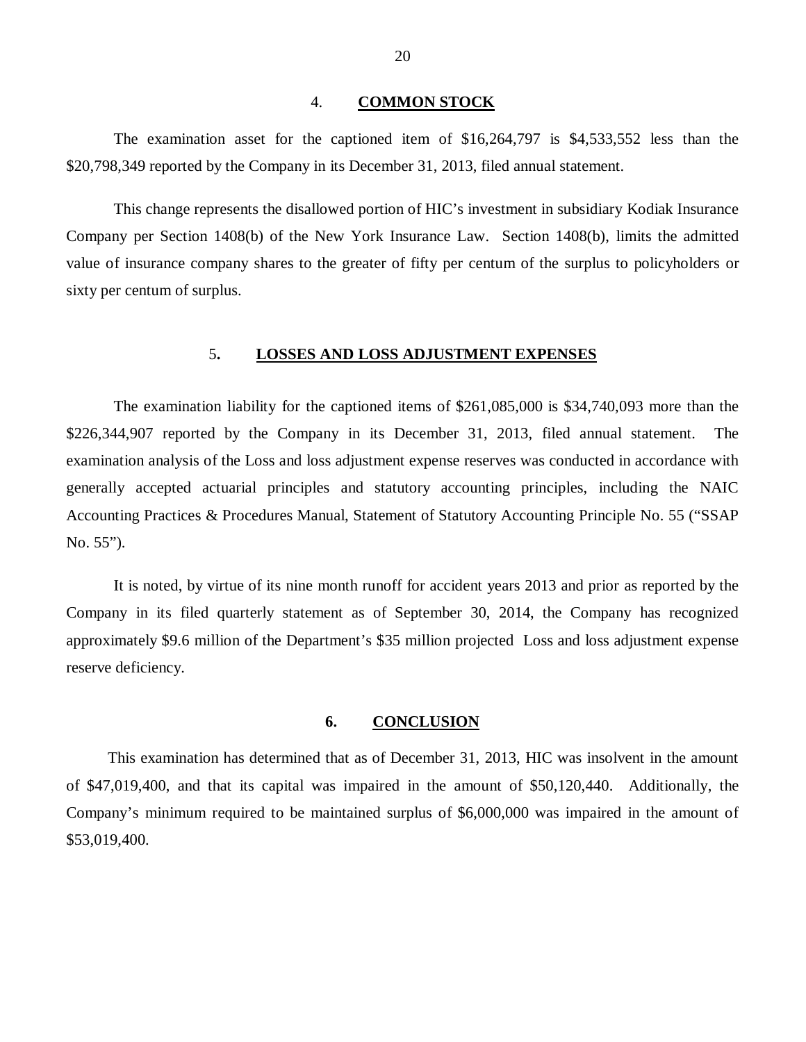## 4. COMMON STOCK

The examination asset for the captioned item of $16,264,797 is $4,533,552 less than the $20,798,349 reported by the Company in its December 31, 2013, filed annual statement.

This change represents the disallowed portion of HIC's investment in subsidiary Kodiak Insurance Company per Section 1408(b) of the New York Insurance Law. Section 1408(b), limits the admitted value of insurance company shares to the greater of fifty per centum of the surplus to policyholders or sixty per centum of surplus.

## 5. LOSSES AND LOSS ADJUSTMENT EXPENSES

The examination liability for the captioned items of $261,085,000 is $34,740,093 more than the $226,344,907 reported by the Company in its December 31, 2013, filed annual statement. The examination analysis of the Loss and loss adjustment expense reserves was conducted in accordance with generally accepted actuarial principles and statutory accounting principles, including the NAIC Accounting Practices & Procedures Manual, Statement of Statutory Accounting Principle No. 55 ("SSAP No. 55").

It is noted, by virtue of its nine month runoff for accident years 2013 and prior as reported by the Company in its filed quarterly statement as of September 30, 2014, the Company has recognized approximately $9.6 million of the Department's $35 million projected Loss and loss adjustment expense reserve deficiency.

## 6. CONCLUSION

This examination has determined that as of December 31, 2013, HIC was insolvent in the amount of $47,019,400, and that its capital was impaired in the amount of $50,120,440. Additionally, the Company's minimum required to be maintained surplus of $6,000,000 was impaired in the amount of $53,019,400.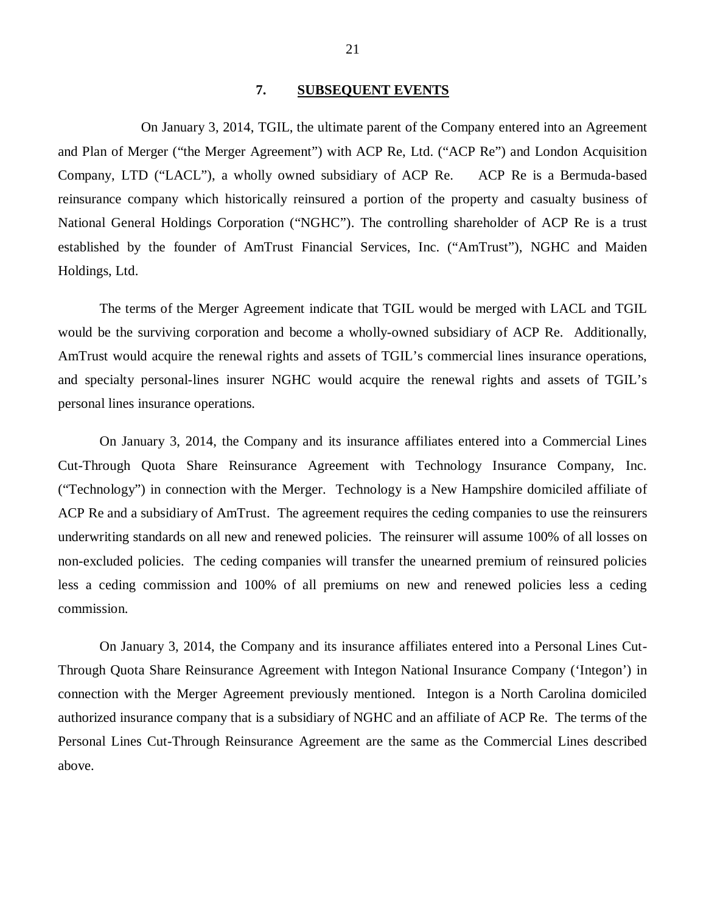## 7. SUBSEQUENT EVENTS

On January 3, 2014, TGIL, the ultimate parent of the Company entered into an Agreement and Plan of Merger ("the Merger Agreement") with ACP Re, Ltd. ("ACP Re") and London Acquisition Company, LTD ("LACL"), a wholly owned subsidiary of ACP Re. ACP Re is a Bermuda-based reinsurance company which historically reinsured a portion of the property and casualty business of National General Holdings Corporation ("NGHC"). The controlling shareholder of ACP Re is a trust established by the founder of AmTrust Financial Services, Inc. ("AmTrust"), NGHC and Maiden Holdings, Ltd.

The terms of the Merger Agreement indicate that TGIL would be merged with LACL and TGIL would be the surviving corporation and become a wholly-owned subsidiary of ACP Re. Additionally, AmTrust would acquire the renewal rights and assets of TGIL's commercial lines insurance operations, and specialty personal-lines insurer NGHC would acquire the renewal rights and assets of TGIL's personal lines insurance operations.

On January 3, 2014, the Company and its insurance affiliates entered into a Commercial Lines Cut-Through Quota Share Reinsurance Agreement with Technology Insurance Company, Inc. ("Technology") in connection with the Merger. Technology is a New Hampshire domiciled affiliate of ACP Re and a subsidiary of AmTrust. The agreement requires the ceding companies to use the reinsurers underwriting standards on all new and renewed policies. The reinsurer will assume 100% of all losses on non-excluded policies. The ceding companies will transfer the unearned premium of reinsured policies less a ceding commission and 100% of all premiums on new and renewed policies less a ceding commission.

On January 3, 2014, the Company and its insurance affiliates entered into a Personal Lines Cut-Through Quota Share Reinsurance Agreement with Integon National Insurance Company ('Integon') in connection with the Merger Agreement previously mentioned. Integon is a North Carolina domiciled authorized insurance company that is a subsidiary of NGHC and an affiliate of ACP Re. The terms of the Personal Lines Cut-Through Reinsurance Agreement are the same as the Commercial Lines described above.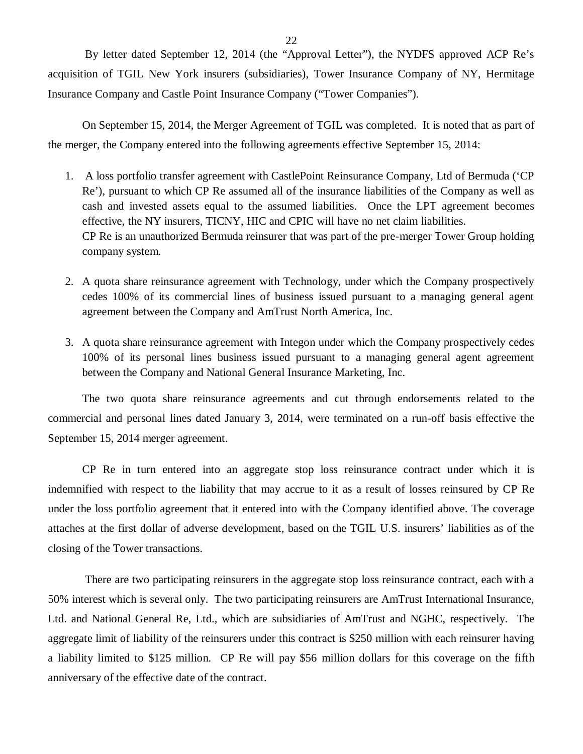By letter dated September 12, 2014 (the "Approval Letter"), the NYDFS approved ACP Re's acquisition of TGIL New York insurers (subsidiaries), Tower Insurance Company of NY, Hermitage Insurance Company and Castle Point Insurance Company ("Tower Companies").

On September 15, 2014, the Merger Agreement of TGIL was completed. It is noted that as part of the merger, the Company entered into the following agreements effective September 15, 2014:

1. A loss portfolio transfer agreement with CastlePoint Reinsurance Company, Ltd of Bermuda ('CP Re'), pursuant to which CP Re assumed all of the insurance liabilities of the Company as well as cash and invested assets equal to the assumed liabilities. Once the LPT agreement becomes effective, the NY insurers, TICNY, HIC and CPIC will have no net claim liabilities.
   CP Re is an unauthorized Bermuda reinsurer that was part of the pre-merger Tower Group holding company system.

2. A quota share reinsurance agreement with Technology, under which the Company prospectively cedes 100% of its commercial lines of business issued pursuant to a managing general agent agreement between the Company and AmTrust North America, Inc.

3. A quota share reinsurance agreement with Integon under which the Company prospectively cedes 100% of its personal lines business issued pursuant to a managing general agent agreement between the Company and National General Insurance Marketing, Inc.

The two quota share reinsurance agreements and cut through endorsements related to the commercial and personal lines dated January 3, 2014, were terminated on a run-off basis effective the September 15, 2014 merger agreement.

CP Re in turn entered into an aggregate stop loss reinsurance contract under which it is indemnified with respect to the liability that may accrue to it as a result of losses reinsured by CP Re under the loss portfolio agreement that it entered into with the Company identified above. The coverage attaches at the first dollar of adverse development, based on the TGIL U.S. insurers' liabilities as of the closing of the Tower transactions.

There are two participating reinsurers in the aggregate stop loss reinsurance contract, each with a 50% interest which is several only. The two participating reinsurers are AmTrust International Insurance, Ltd. and National General Re, Ltd., which are subsidiaries of AmTrust and NGHC, respectively. The aggregate limit of liability of the reinsurers under this contract is $250 million with each reinsurer having a liability limited to $125 million. CP Re will pay $56 million dollars for this coverage on the fifth anniversary of the effective date of the contract.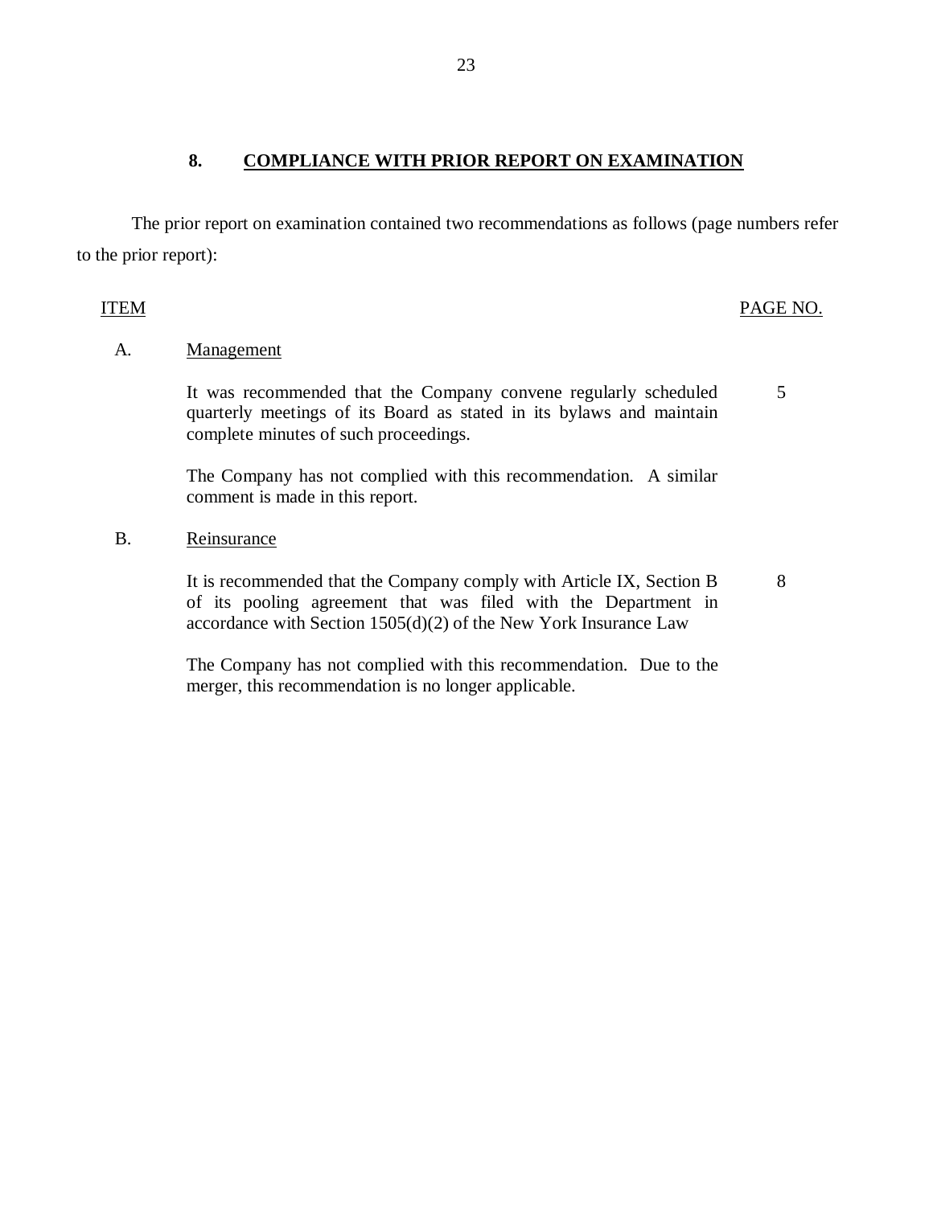## 8. COMPLIANCE WITH PRIOR REPORT ON EXAMINATION

The prior report on examination contained two recommendations as follows (page numbers refer to the prior report):

| ITEM | | PAGE NO. |
|---|---|---|
| A. | Management | |
| | It was recommended that the Company convene regularly scheduled quarterly meetings of its Board as stated in its bylaws and maintain complete minutes of such proceedings. | 5 |
| | The Company has not complied with this recommendation. A similar comment is made in this report. | |
| B. | Reinsurance | |
| | It is recommended that the Company comply with Article IX, Section B of its pooling agreement that was filed with the Department in accordance with Section 1505(d)(2) of the New York Insurance Law | 8 |
| | The Company has not complied with this recommendation. Due to the merger, this recommendation is no longer applicable. | |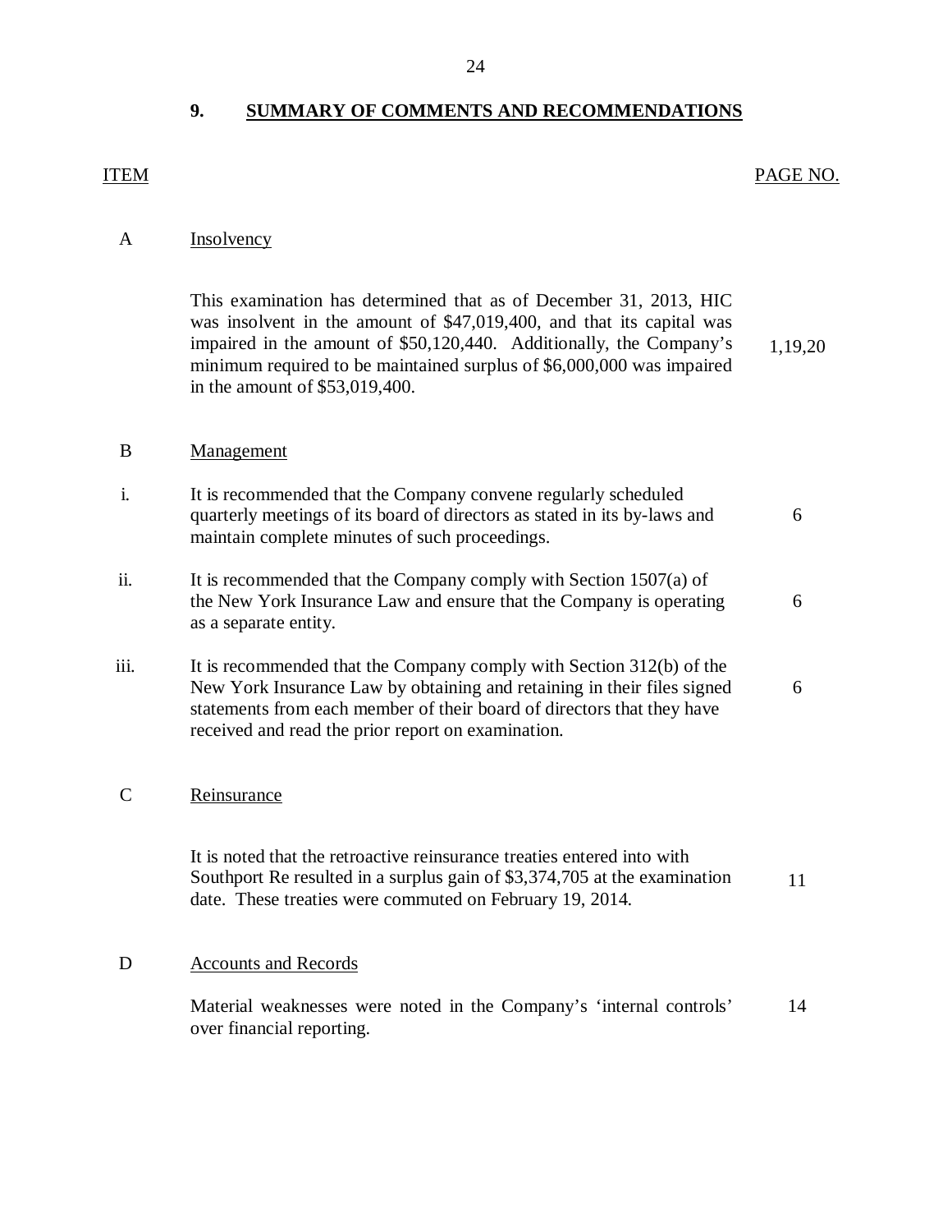## 9. SUMMARY OF COMMENTS AND RECOMMENDATIONS

| ITEM | | PAGE NO. |
|---|---|---|
| A | Insolvency | |
| | This examination has determined that as of December 31, 2013, HIC was insolvent in the amount of $47,019,400, and that its capital was impaired in the amount of $50,120,440. Additionally, the Company's minimum required to be maintained surplus of $6,000,000 was impaired in the amount of $53,019,400. | 1,19,20 |
| B | Management | |
| i. | It is recommended that the Company convene regularly scheduled quarterly meetings of its board of directors as stated in its by-laws and maintain complete minutes of such proceedings. | 6 |
| ii. | It is recommended that the Company comply with Section 1507(a) of the New York Insurance Law and ensure that the Company is operating as a separate entity. | 6 |
| iii. | It is recommended that the Company comply with Section 312(b) of the New York Insurance Law by obtaining and retaining in their files signed statements from each member of their board of directors that they have received and read the prior report on examination. | 6 |
| C | Reinsurance | |
| | It is noted that the retroactive reinsurance treaties entered into with Southport Re resulted in a surplus gain of $3,374,705 at the examination date. These treaties were commuted on February 19, 2014. | 11 |
| D | Accounts and Records | |
| | Material weaknesses were noted in the Company's 'internal controls' over financial reporting. | 14 |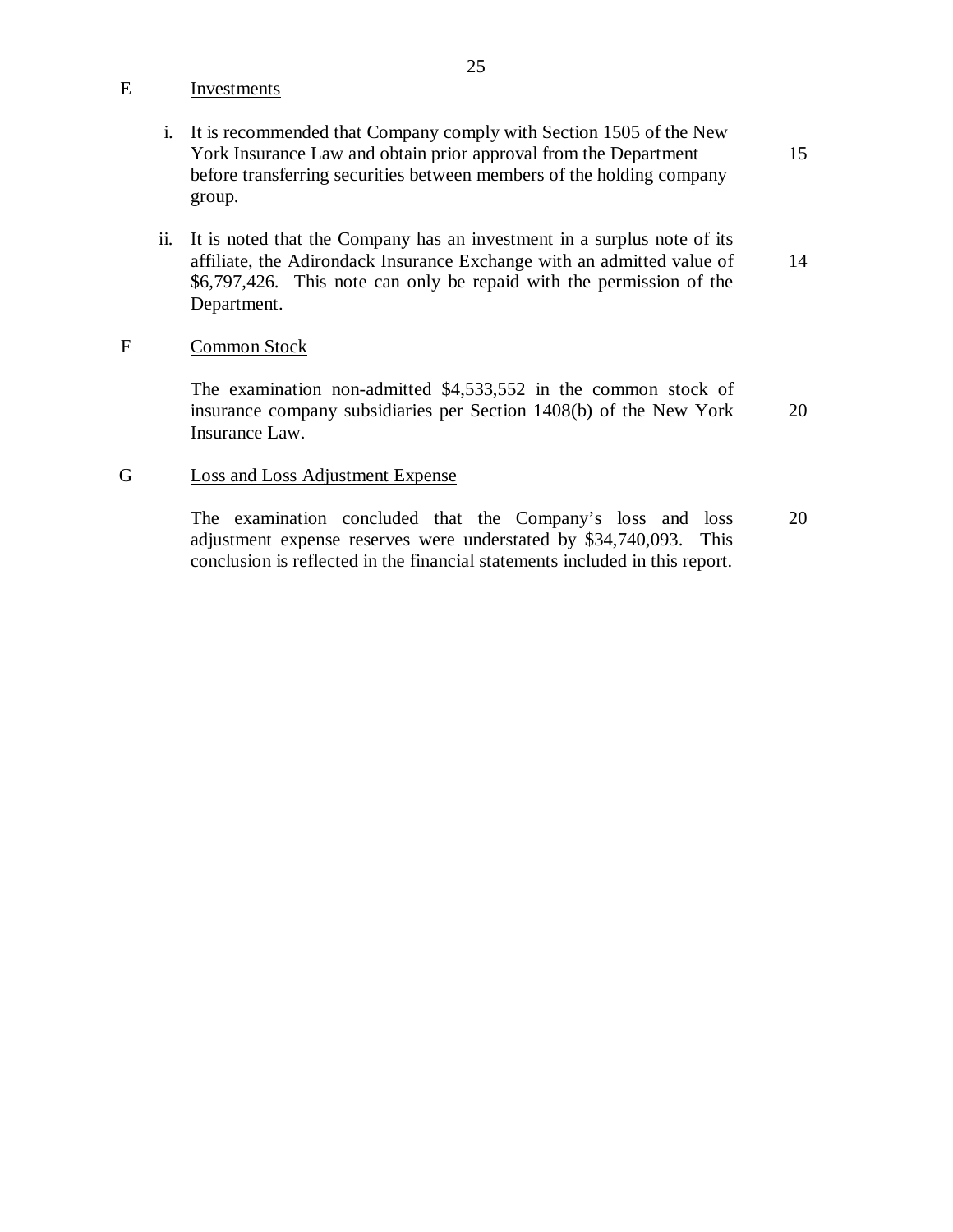E Investments

i. It is recommended that Company comply with Section 1505 of the New York Insurance Law and obtain prior approval from the Department before transferring securities between members of the holding company group. — 15

ii. It is noted that the Company has an investment in a surplus note of its affiliate, the Adirondack Insurance Exchange with an admitted value of $6,797,426. This note can only be repaid with the permission of the Department. — 14

F Common Stock

The examination non-admitted $4,533,552 in the common stock of insurance company subsidiaries per Section 1408(b) of the New York Insurance Law. — 20

G Loss and Loss Adjustment Expense

The examination concluded that the Company's loss and loss adjustment expense reserves were understated by $34,740,093. This conclusion is reflected in the financial statements included in this report. — 20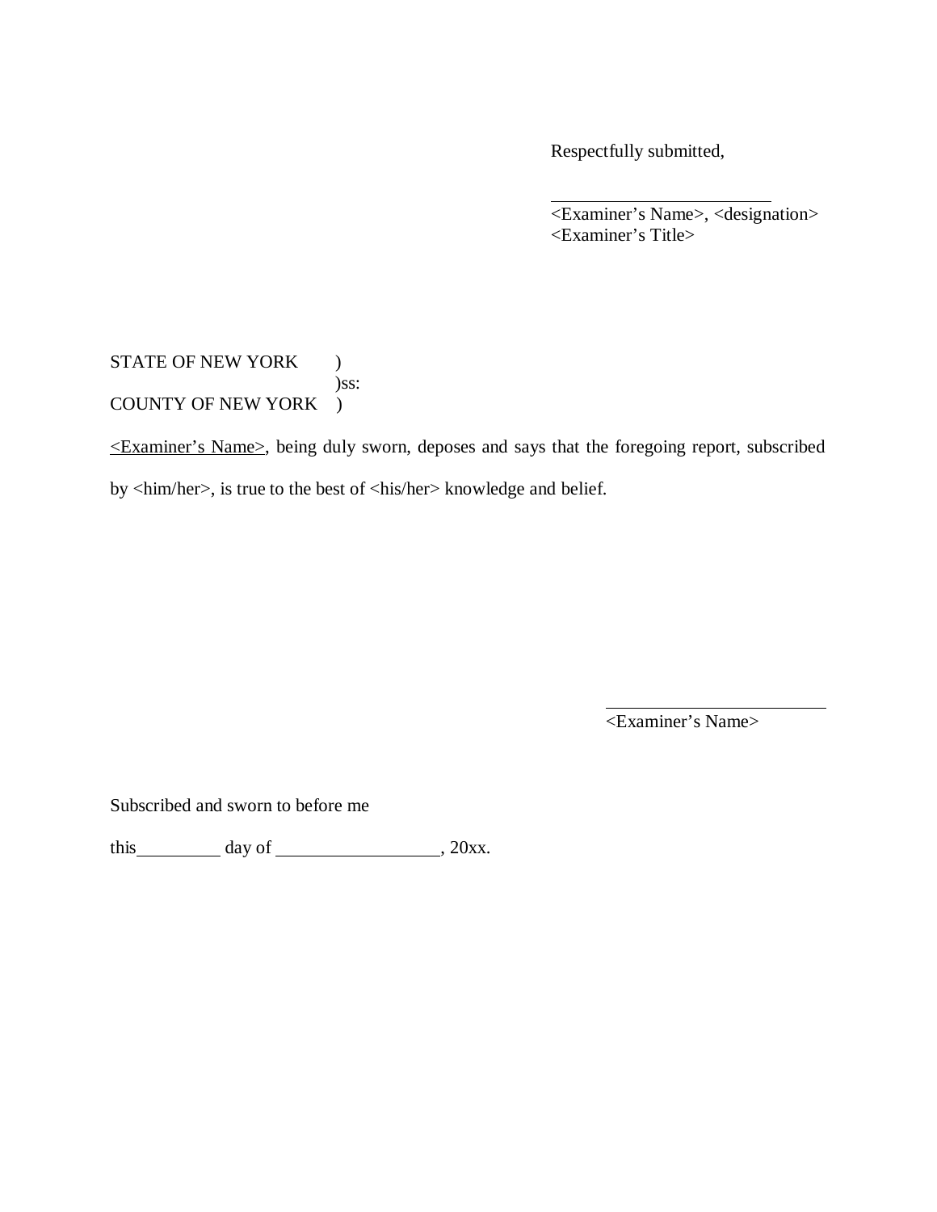Respectfully submitted,

_______________________

<Examiner's Name>, <designation>
<Examiner's Title>

STATE OF NEW YORK )
)ss:
COUNTY OF NEW YORK )

<Examiner's Name>, being duly sworn, deposes and says that the foregoing report, subscribed by <him/her>, is true to the best of <his/her> knowledge and belief.

_______________________

<Examiner's Name>

Subscribed and sworn to before me

this_________ day of _________________, 20xx.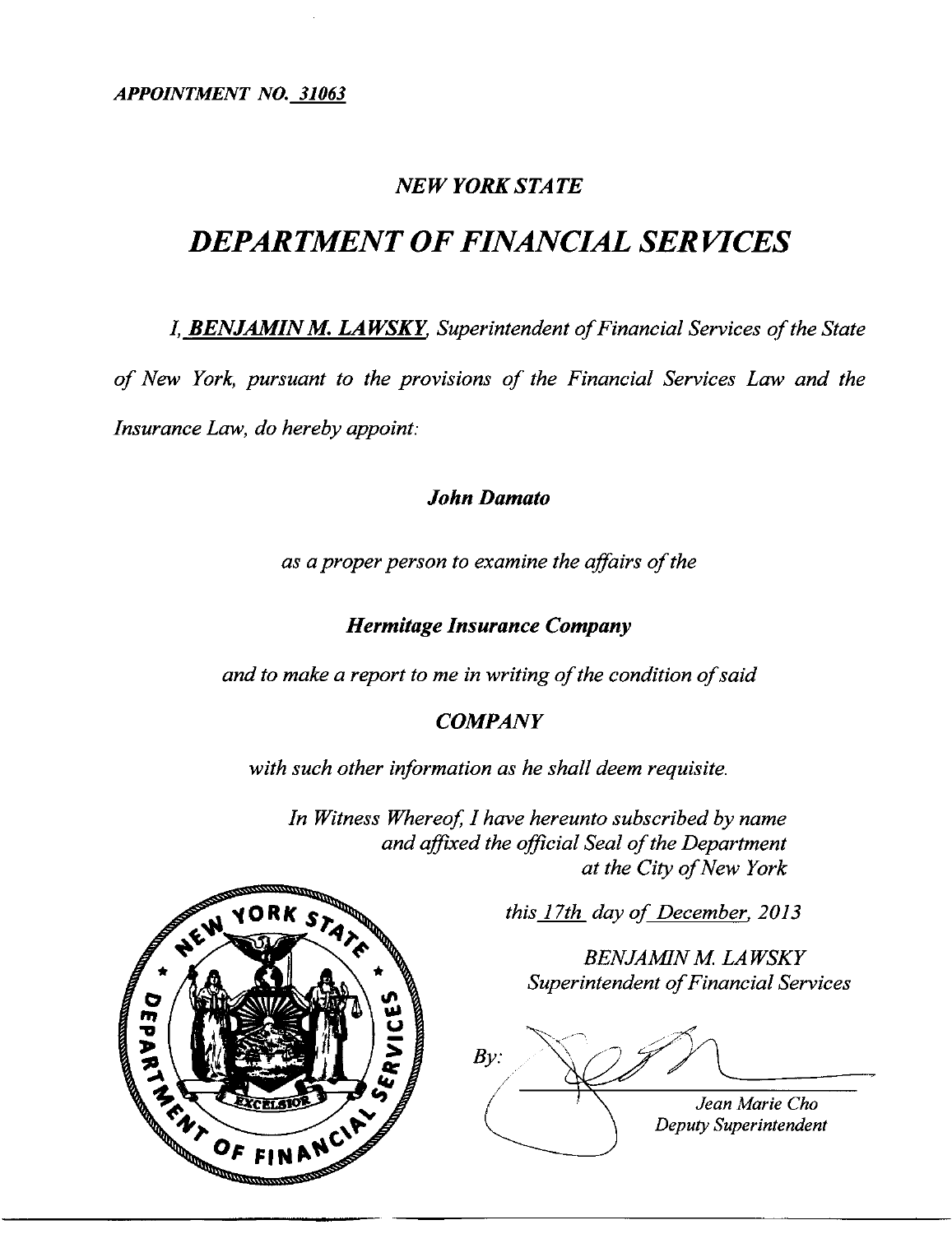*APPOINTMENT NO. 31063*

## *NEW YORK STATE*

# *DEPARTMENT OF FINANCIAL SERVICES*

*I, **BENJAMIN M. LAWSKY**, Superintendent of Financial Services of the State of New York, pursuant to the provisions of the Financial Services Law and the Insurance Law, do hereby appoint:*

***John Damato***

*as a proper person to examine the affairs of the*

***Hermitage Insurance Company***

*and to make a report to me in writing of the condition of said*

*COMPANY*

*with such other information as he shall deem requisite.*

*In Witness Whereof, I have hereunto subscribed by name and affixed the official Seal of the Department at the City of New York*

*this 17th day of December, 2013*

*BENJAMIN M. LAWSKY*
*Superintendent of Financial Services*

*By:*

*Jean Marie Cho*
*Deputy Superintendent*